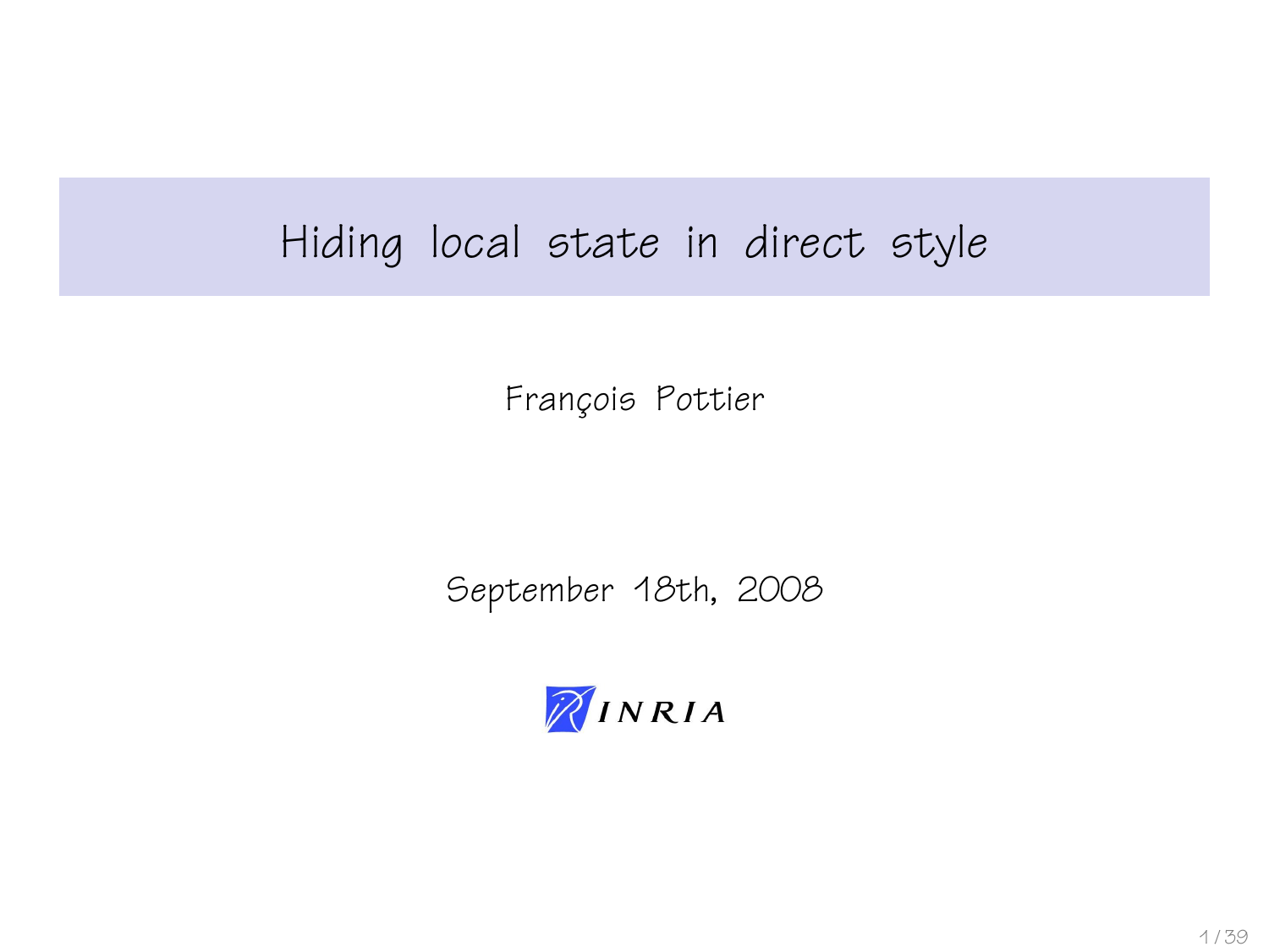# Hiding local state in direct style

François Pottier

September 18th, 2008

INRIA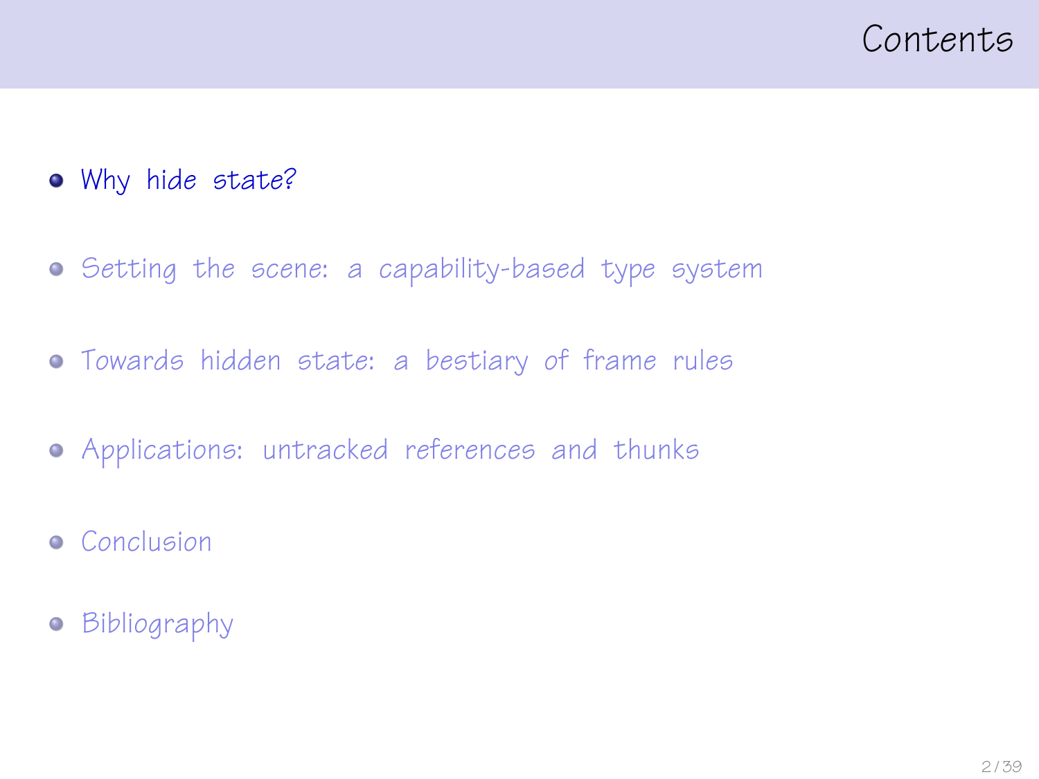# Contents

- Why hide state?
- Setting the scene: a capability-based type system
- Towards hidden state: a bestiary of frame rules
- Applications: untracked references and thunks
- Conclusion
- Bibliography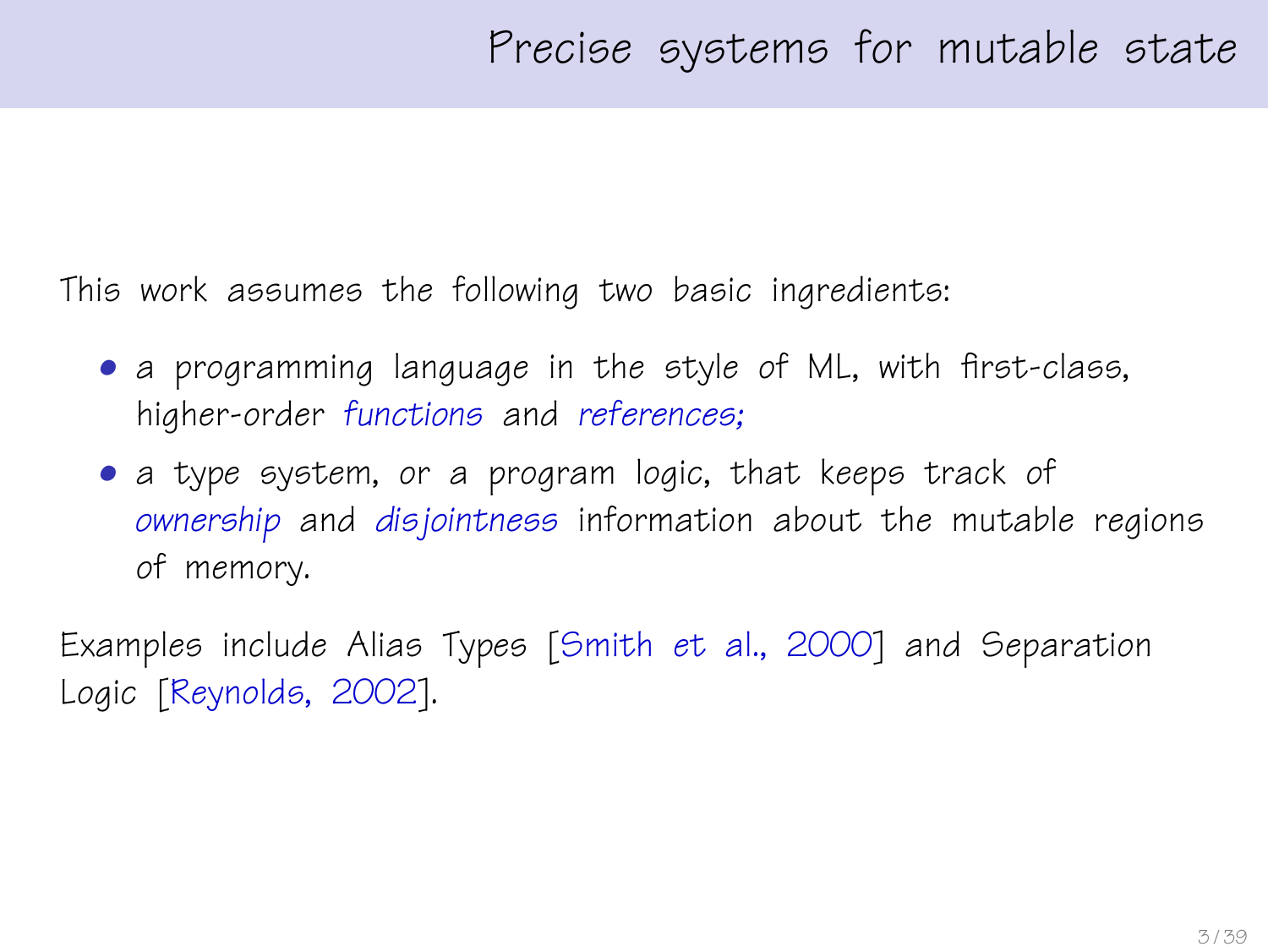# Precise systems for mutable state

This work assumes the following two basic ingredients:

- a programming language in the style of ML, with first-class, higher-order *functions* and *references;*
- a type system, or a program logic, that keeps track of *ownership* and *disjointness* information about the mutable regions of memory.

Examples include Alias Types [Smith *et al.*, 2000] and Separation Logic [Reynolds, 2002].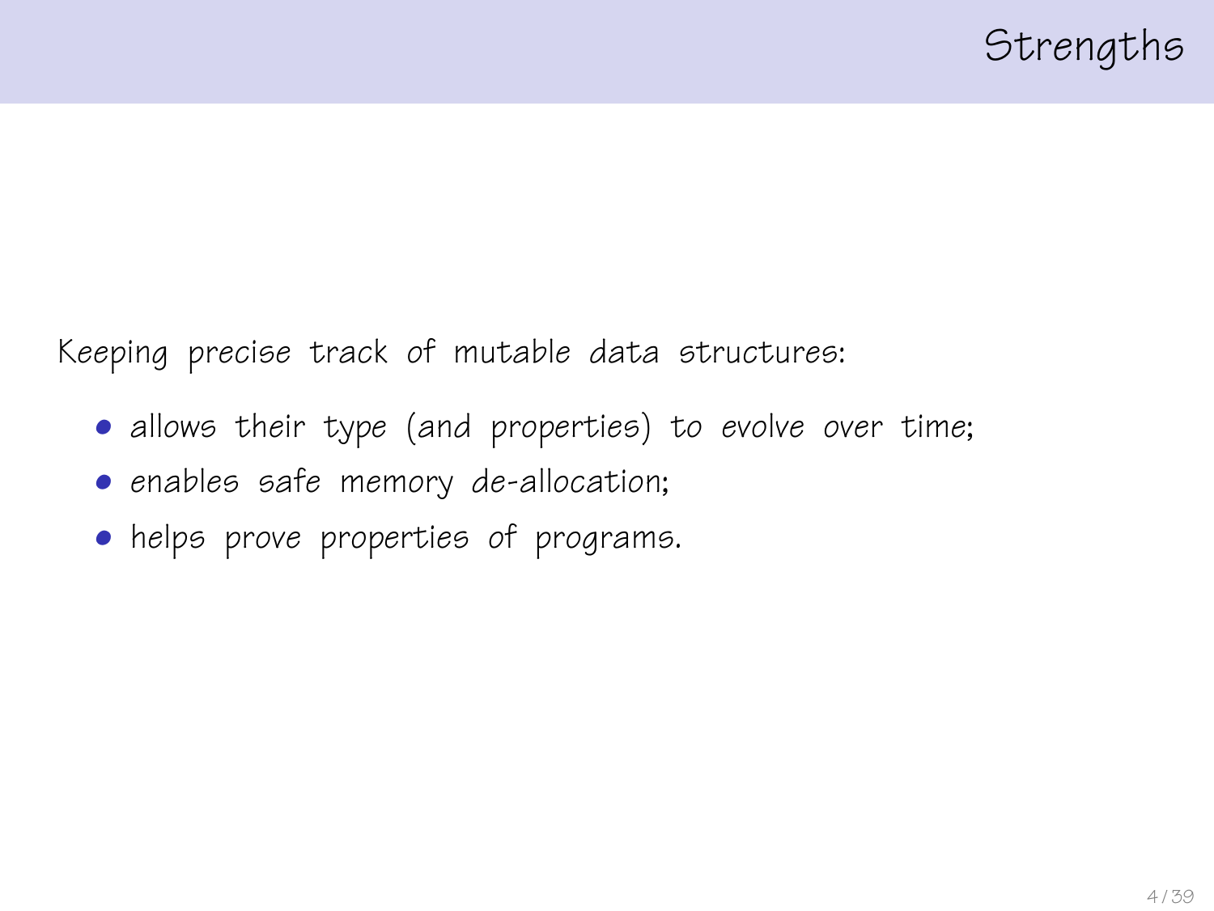# Strengths

Keeping precise track of mutable data structures:

- allows their type (and properties) to *evolve over time*;
- *enables safe memory de-allocation*;
- helps prove properties of programs.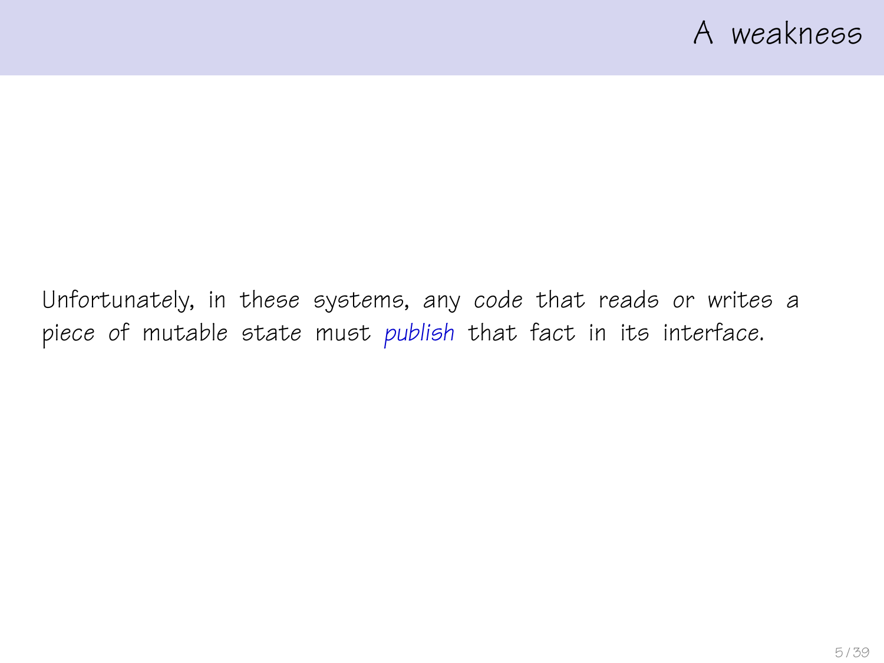# A weakness

Unfortunately, in these systems, any code that reads or writes a piece of mutable state must *publish* that fact in its interface.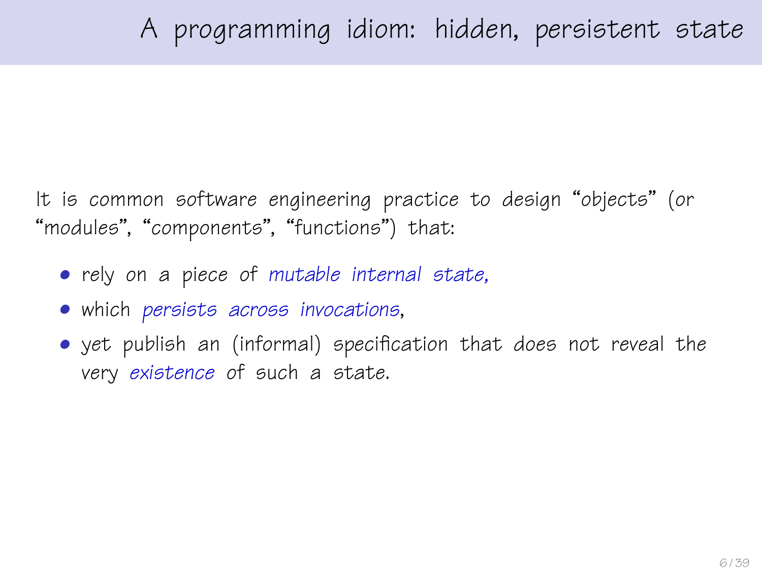# A programming idiom: hidden, persistent state

It is common software engineering practice to design "objects" (or "modules", "components", "functions") that:

- rely on a piece of *mutable internal state,*
- which *persists across invocations*,
- yet publish an (informal) specification that does not reveal the very *existence* of such a state.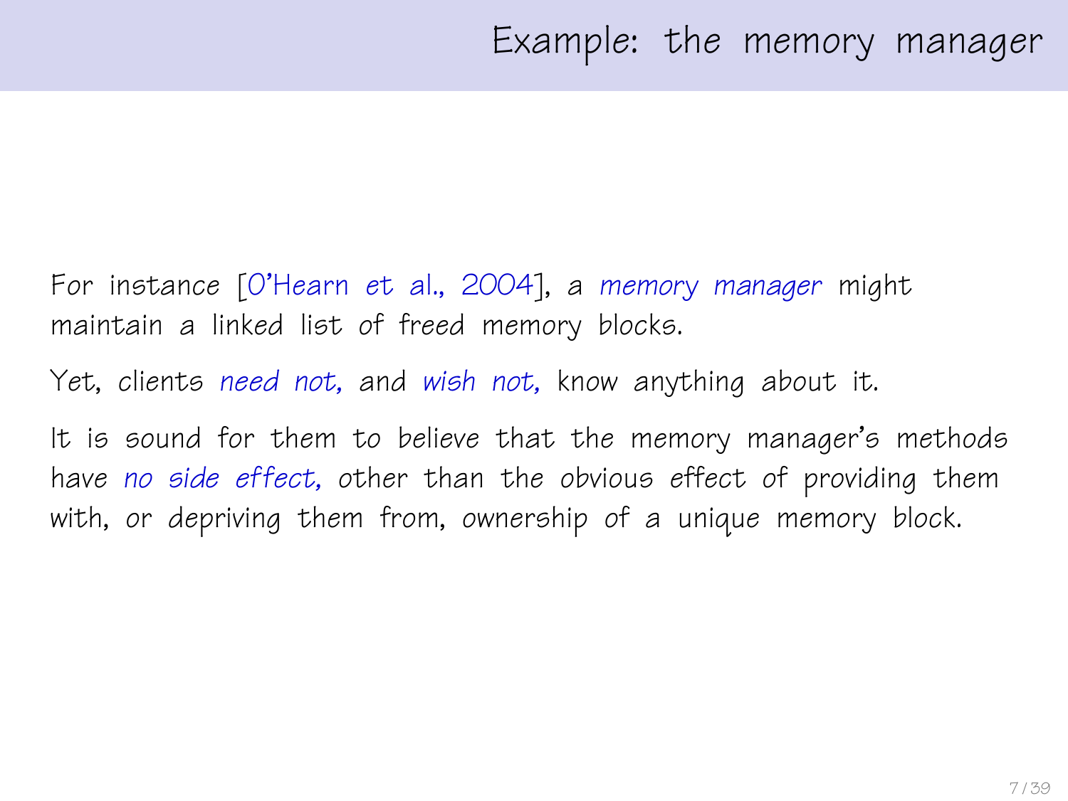# Example: the memory manager

For instance [O'Hearn et al., 2004], a *memory manager* might maintain a linked list of freed memory blocks.

Yet, clients *need not,* and *wish not,* know anything about it.

It is sound for them to believe that the memory manager's methods have *no side effect,* other than the obvious effect of providing them with, or depriving them from, ownership of a unique memory block.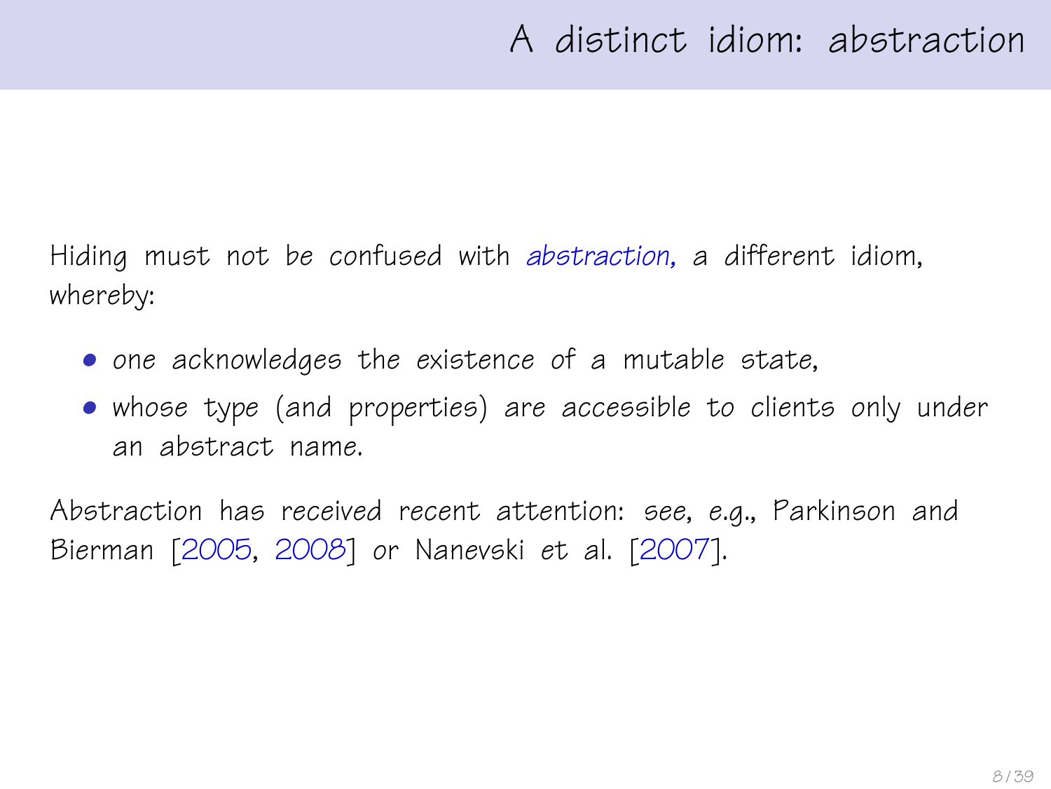# A distinct idiom: abstraction

Hiding must not be confused with *abstraction*, a different idiom, whereby:

- one acknowledges the existence of a mutable state,
- whose type (and properties) are accessible to clients only under an abstract name.

Abstraction has received recent attention: see, e.g., Parkinson and Bierman [2005, 2008] or Nanevski et al. [2007].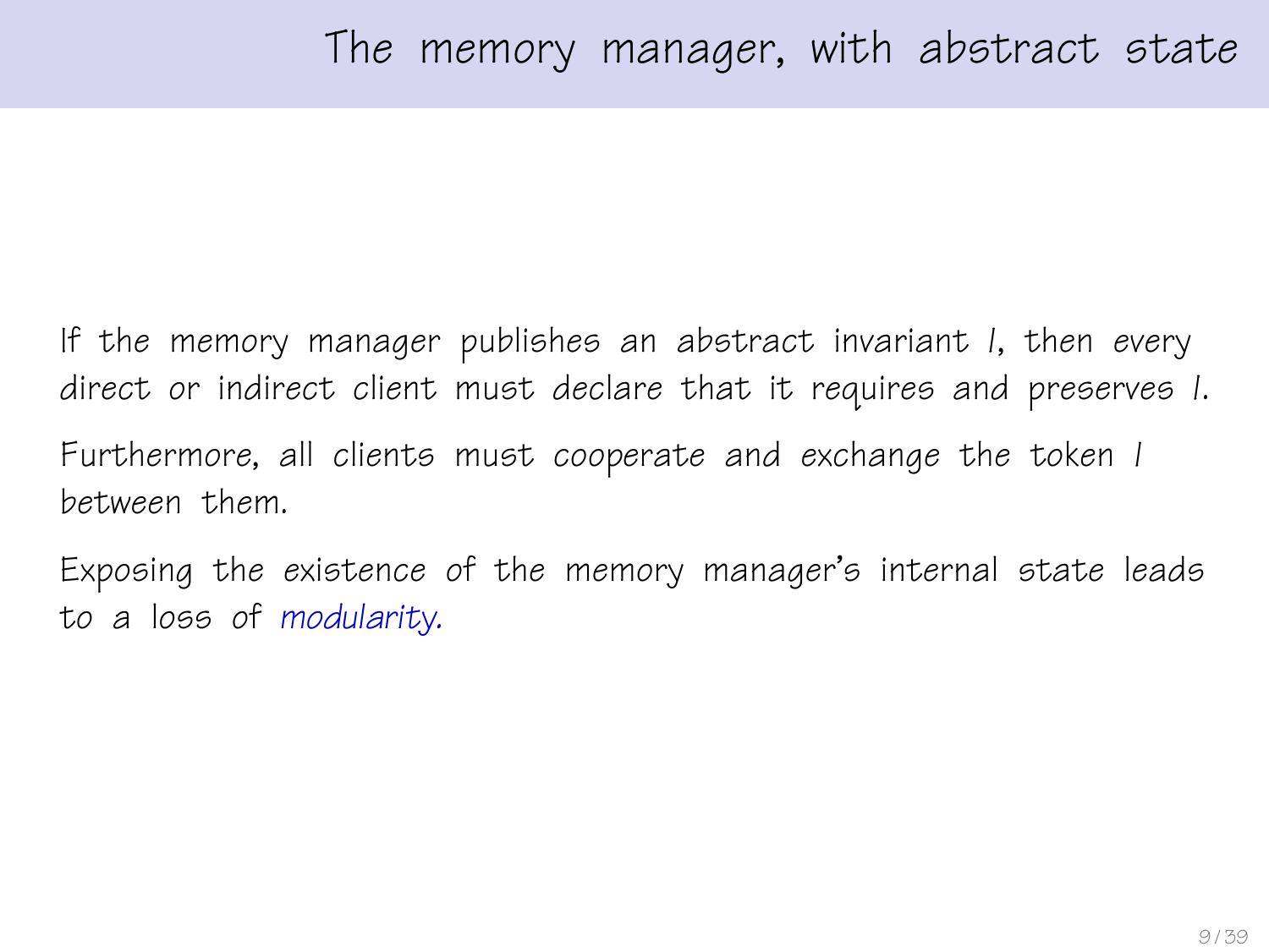# The memory manager, with abstract state

If the memory manager publishes an abstract invariant $I$, then *every* direct or indirect client must *declare* that it requires and preserves $I$.

Furthermore, all clients must *cooperate* and *exchange* the token $I$ between them.

Exposing the *existence* of the memory manager's internal state leads to a loss of *modularity.*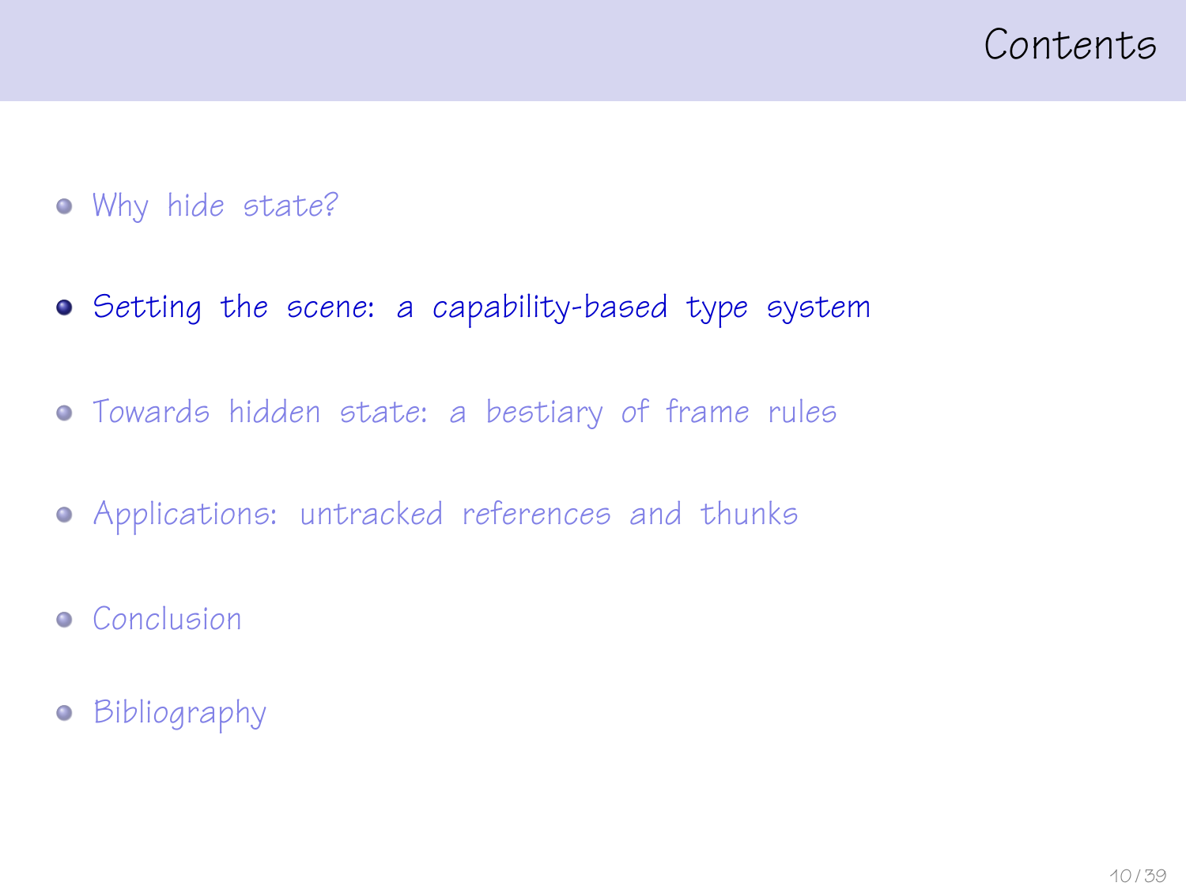# Contents

- Why hide state?
- **Setting the scene: a capability-based type system**
- Towards hidden state: a bestiary of frame rules
- Applications: untracked references and thunks
- Conclusion
- Bibliography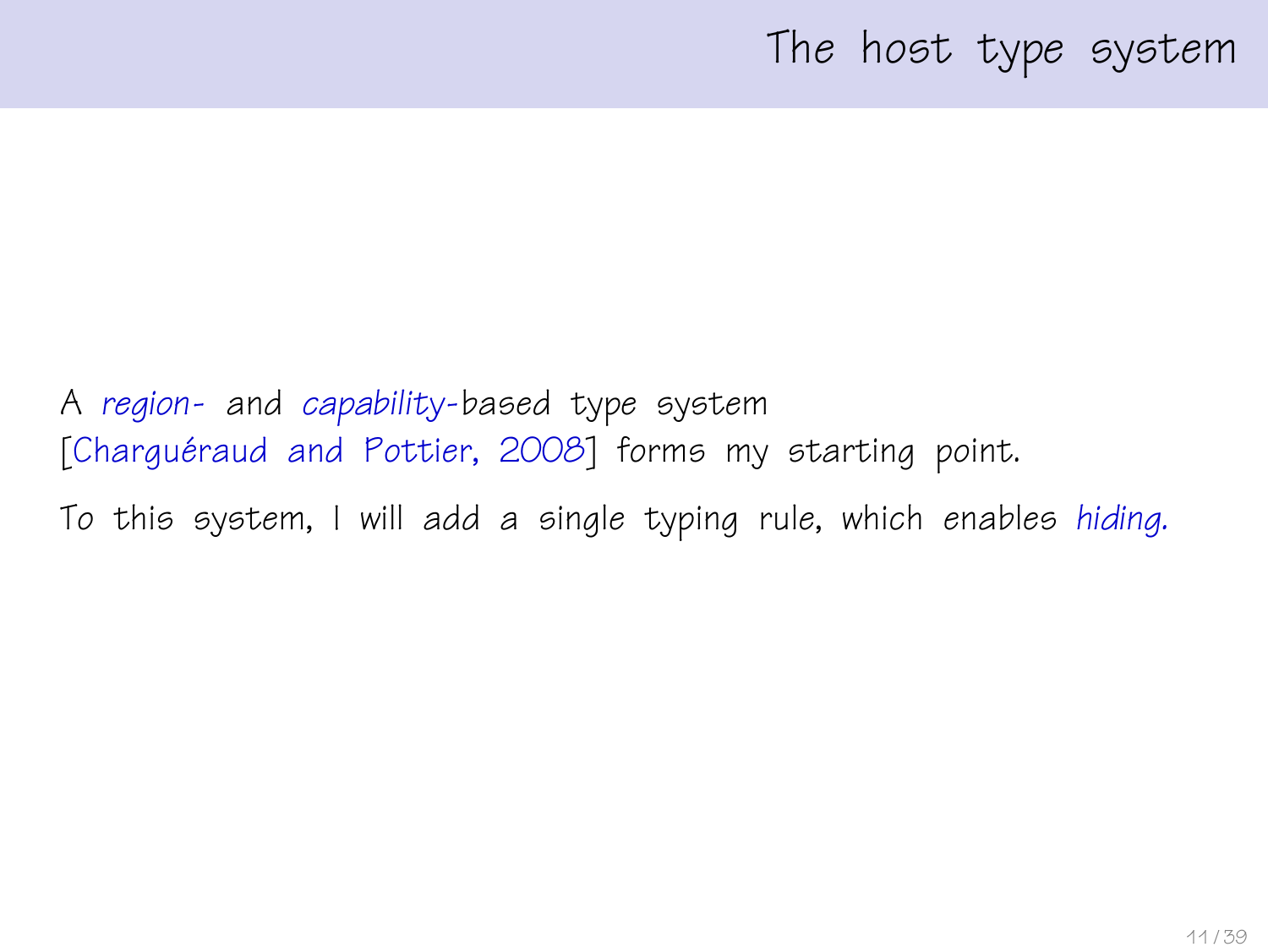# The host type system

A *region-* and *capability*-based type system [Charguéraud and Pottier, 2008] forms my starting point.

To this system, I will add a single typing rule, which enables *hiding.*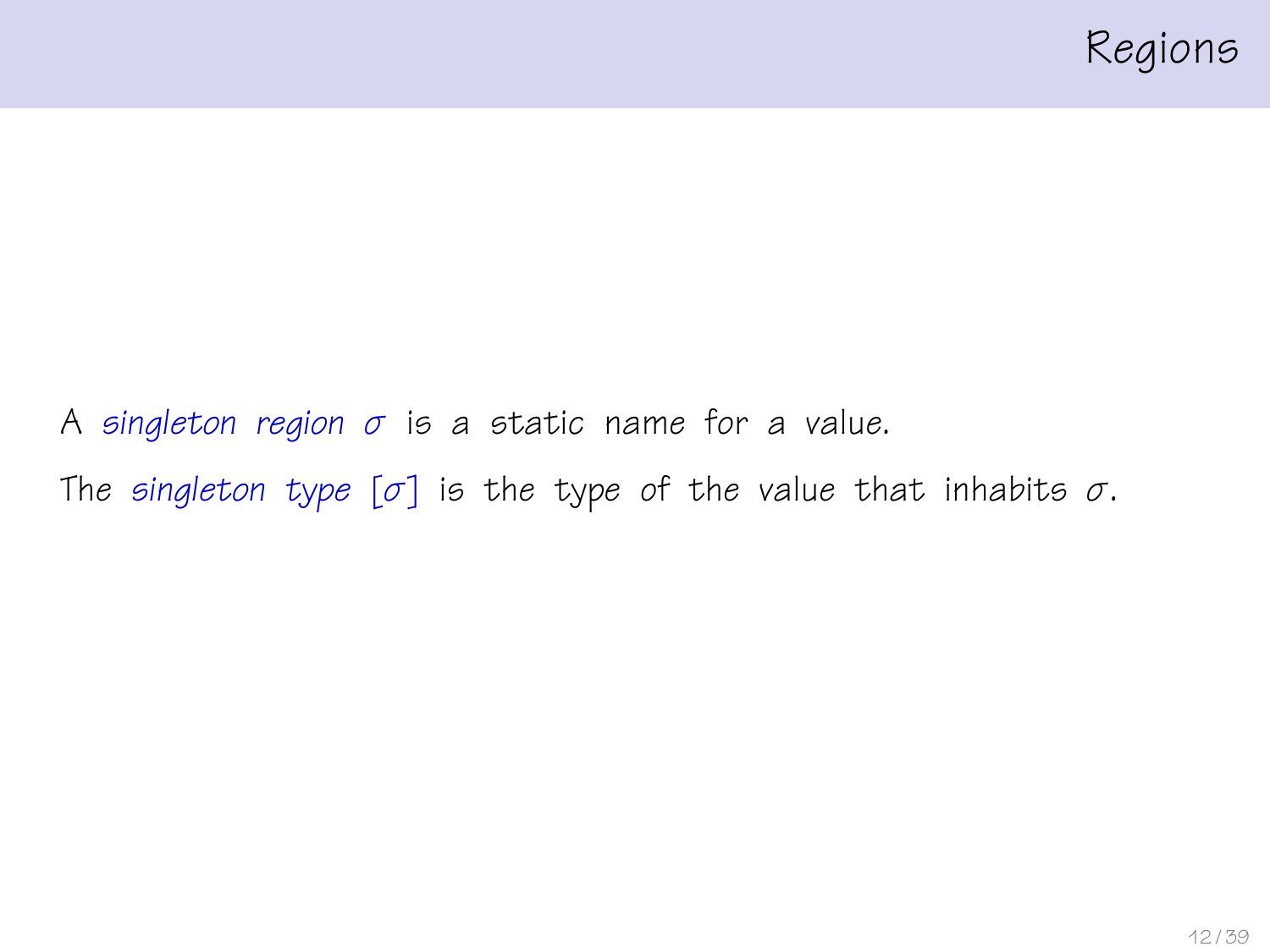# Regions

A *singleton region* $\sigma$ is a static name for a value.

The *singleton type* $[\sigma]$ is the type of the value that inhabits $\sigma$.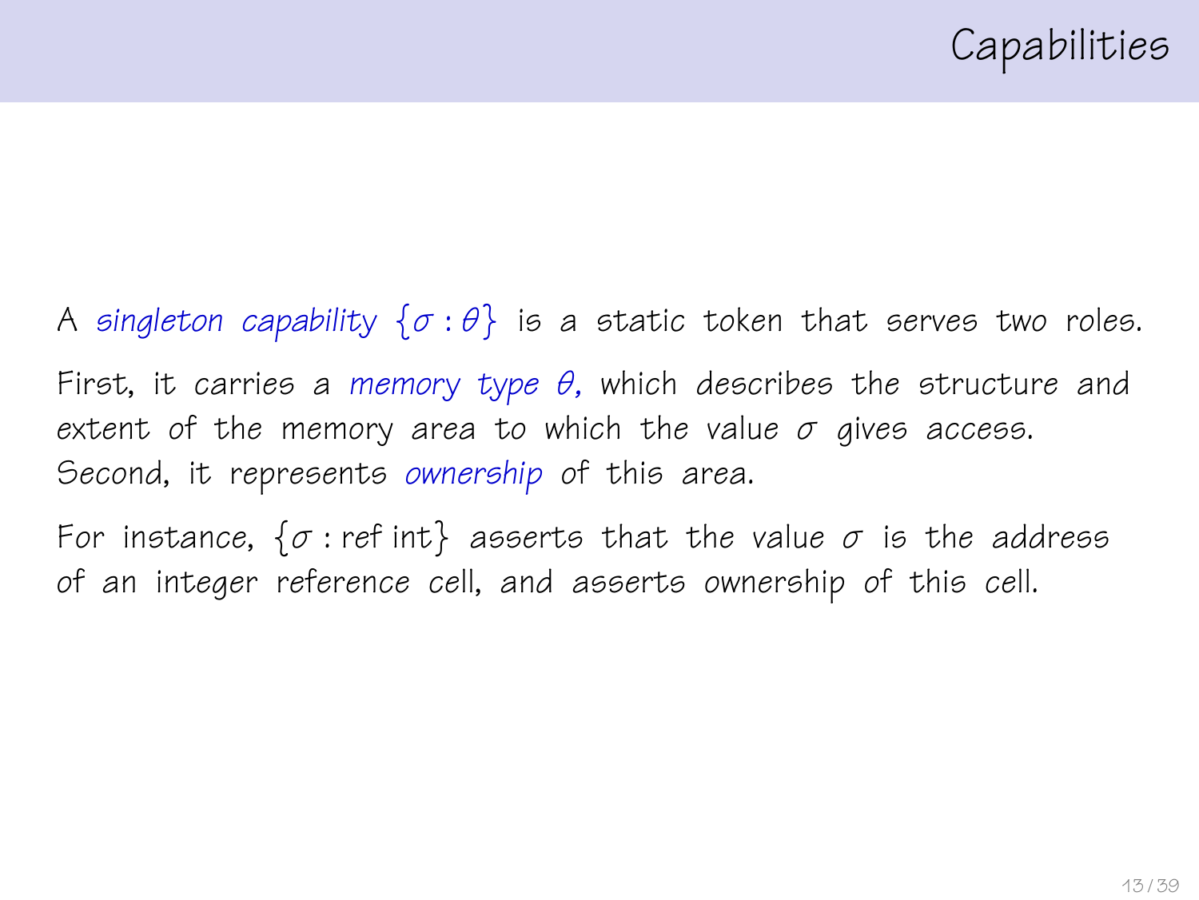# Capabilities

A *singleton capability* $\{\sigma : \theta\}$ is a static token that serves two roles.

First, it carries a *memory type* $\theta$, which describes the structure and extent of the memory area to which the value $\sigma$ gives access. Second, it represents *ownership* of this area.

For instance, $\{\sigma : \text{ref int}\}$ asserts that the value $\sigma$ is the address of an integer reference cell, and asserts ownership of this cell.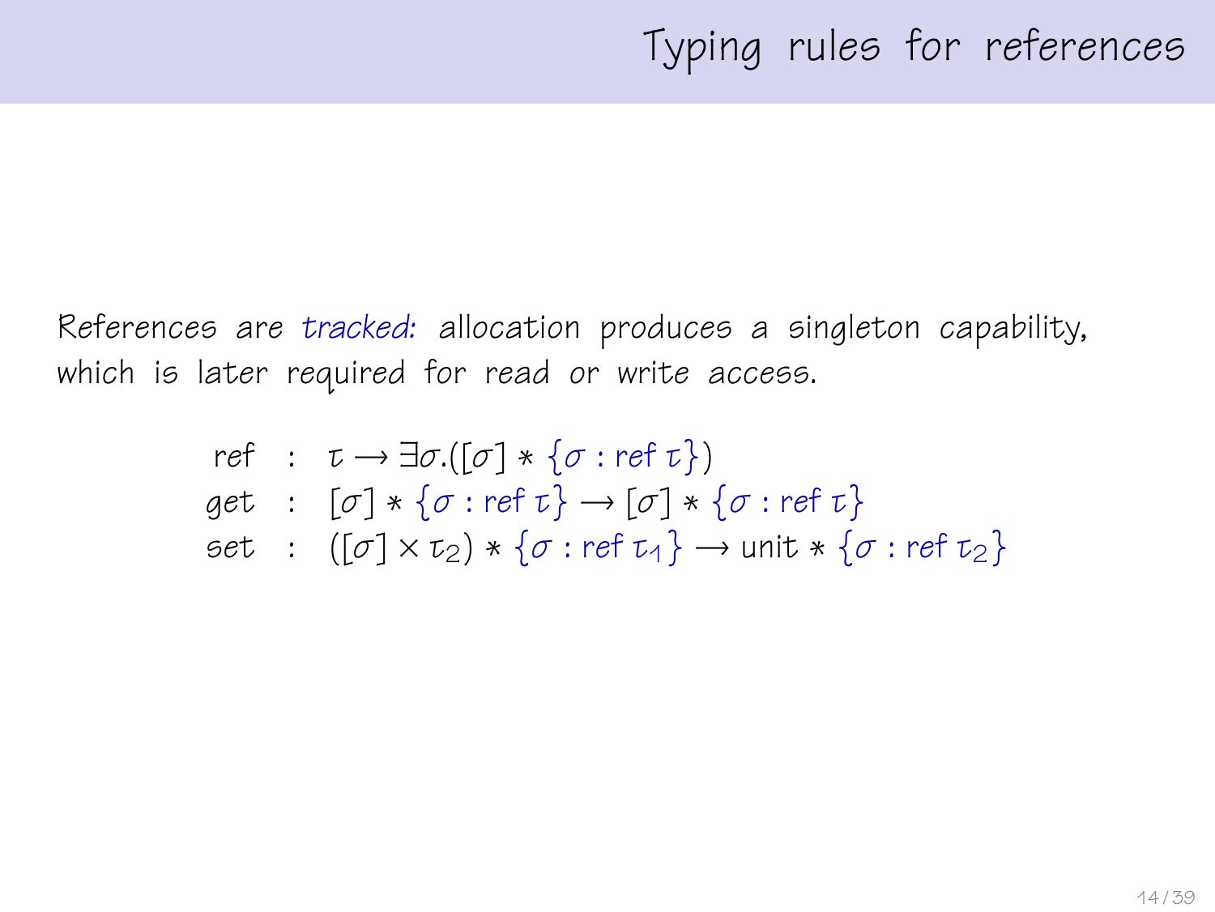# Typing rules for references

References are *tracked:* allocation produces a singleton capability, which is later required for read or write access.

$$
\begin{aligned}
\mathsf{ref} &: \tau \rightarrow \exists \sigma.([\sigma] * \{\sigma : \mathsf{ref}\ \tau\}) \\
\mathsf{get} &: [\sigma] * \{\sigma : \mathsf{ref}\ \tau\} \rightarrow [\sigma] * \{\sigma : \mathsf{ref}\ \tau\} \\
\mathsf{set} &: ([\sigma] \times \tau_2) * \{\sigma : \mathsf{ref}\ \tau_1\} \rightarrow \mathsf{unit} * \{\sigma : \mathsf{ref}\ \tau_2\}
\end{aligned}
$$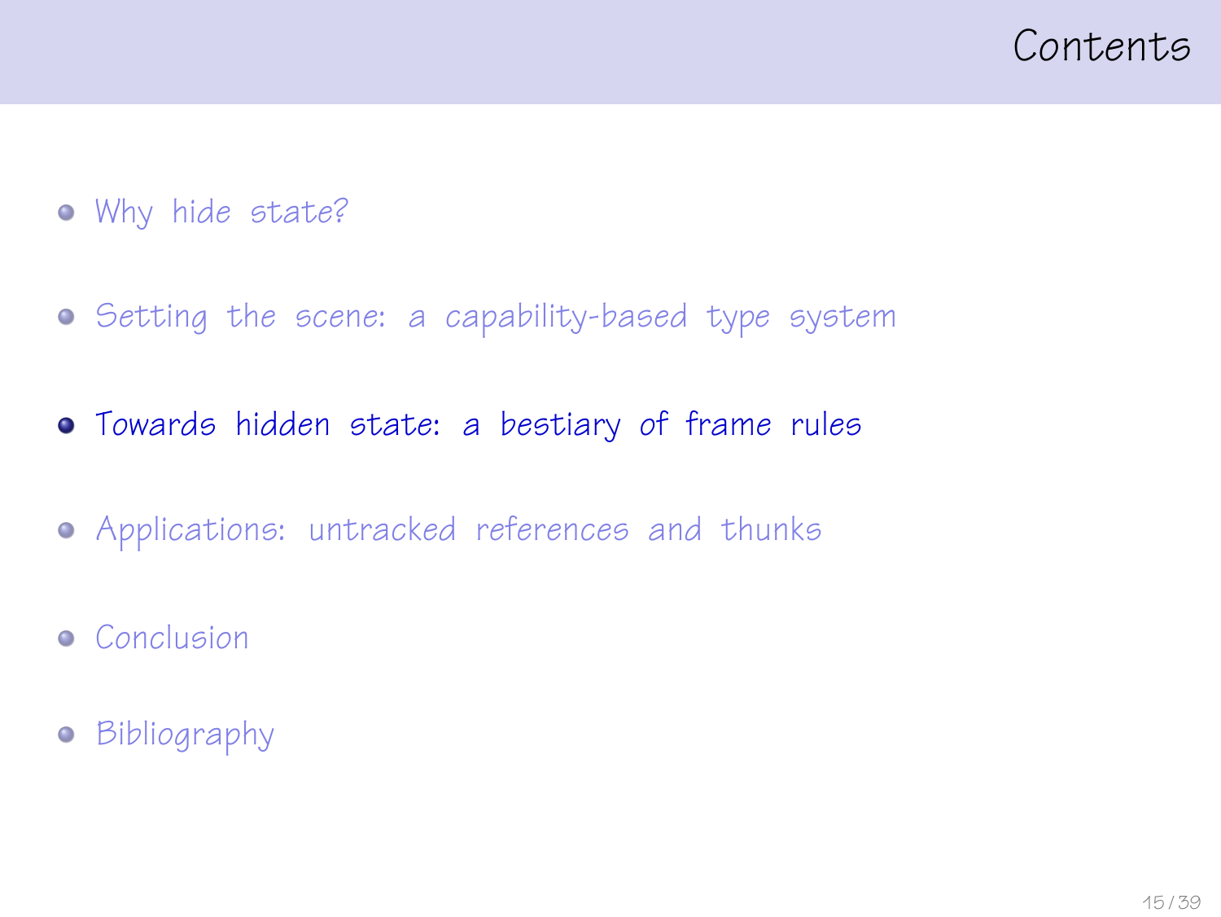# Contents

- Why hide state?
- Setting the scene: a capability-based type system
- Towards hidden state: a bestiary of frame rules
- Applications: untracked references and thunks
- Conclusion
- Bibliography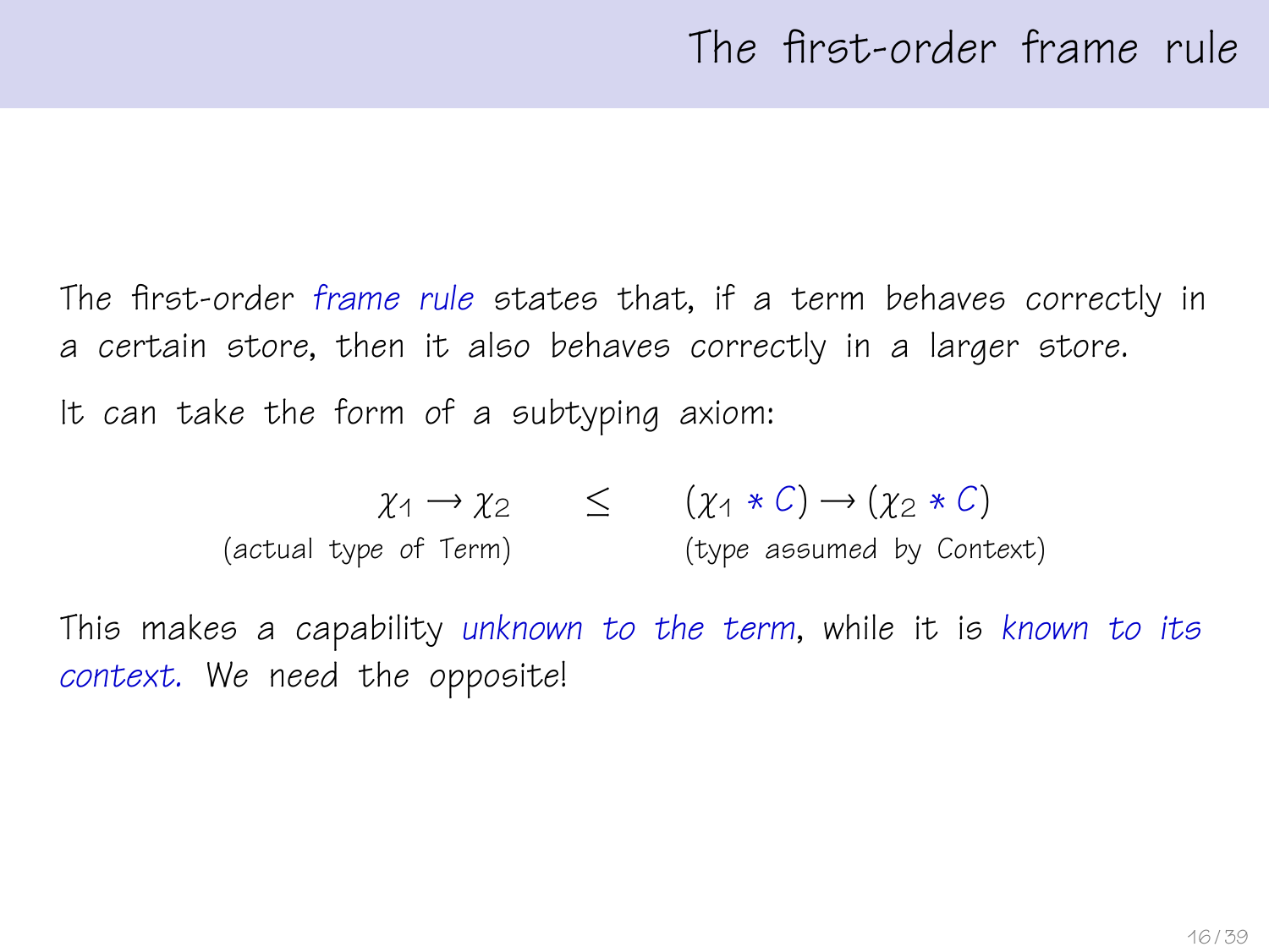# The first-order frame rule

The first-order *frame rule* states that, if a term behaves correctly in a certain store, then it also behaves correctly in a larger store.

It can take the form of a subtyping axiom:

$$\underset{\text{(actual type of Term)}}{\chi_1 \rightarrow \chi_2} \quad \leq \quad \underset{\text{(type assumed by Context)}}{(\chi_1 * C) \rightarrow (\chi_2 * C)}$$

This makes a capability *unknown to the term*, while it is *known to its context*. We need the opposite!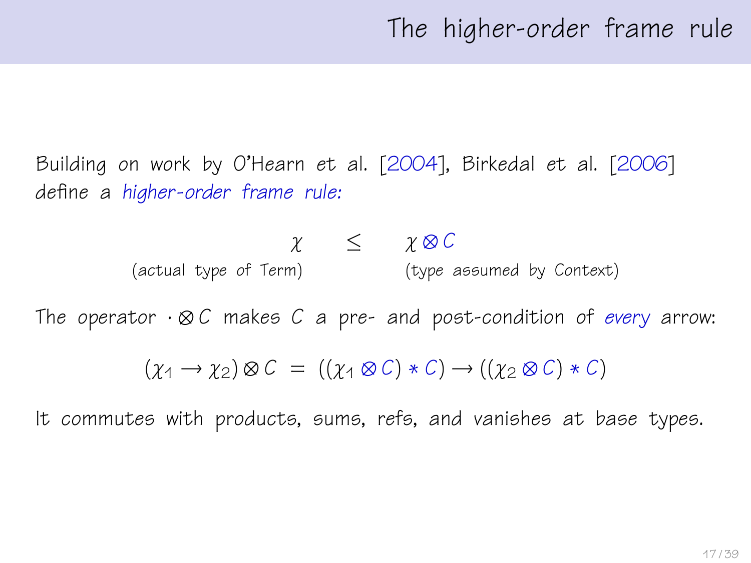# The higher-order frame rule

Building on work by O'Hearn *et al.* [2004], Birkedal *et al.* [2006] define a *higher-order frame rule:*

$$\chi \quad \leq \quad \chi \otimes C$$

(actual type of Term) (type assumed by Context)

The operator $\cdot \otimes C$ makes $C$ a pre- and post-condition of *every* arrow:

$$(\chi_1 \to \chi_2) \otimes C \; = \; ((\chi_1 \otimes C) * C) \to ((\chi_2 \otimes C) * C)$$

It commutes with products, sums, refs, and vanishes at base types.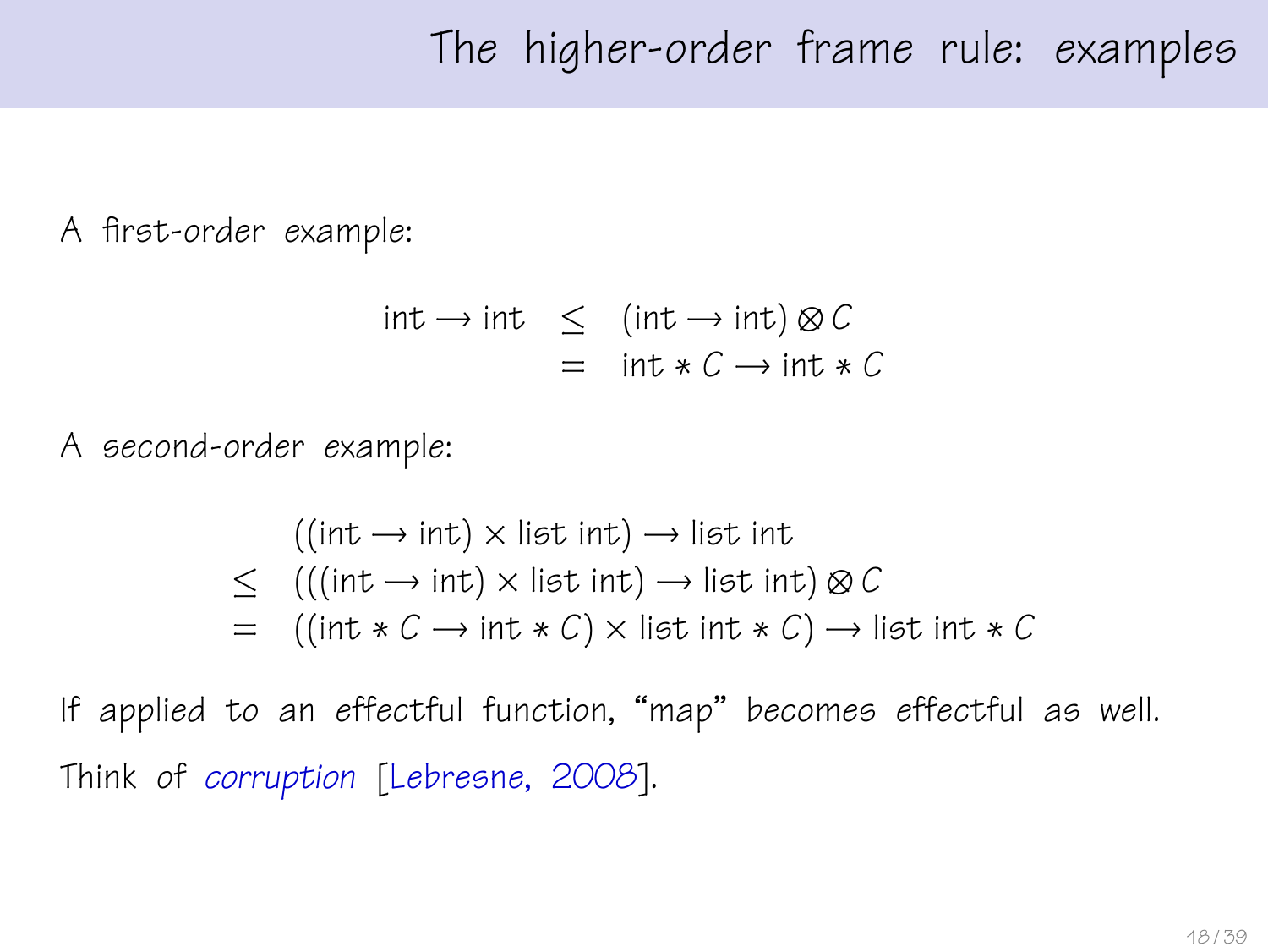# The higher-order frame rule: examples

A first-order example:

$$
\begin{aligned}
\mathsf{int} \rightarrow \mathsf{int} \quad &\leq \quad (\mathsf{int} \rightarrow \mathsf{int}) \otimes C \\
&= \quad \mathsf{int} * C \rightarrow \mathsf{int} * C
\end{aligned}
$$

A second-order example:

$$
\begin{aligned}
& ((\mathsf{int} \rightarrow \mathsf{int}) \times \mathsf{list\ int}) \rightarrow \mathsf{list\ int} \\
\leq \quad & (((\mathsf{int} \rightarrow \mathsf{int}) \times \mathsf{list\ int}) \rightarrow \mathsf{list\ int}) \otimes C \\
= \quad & ((\mathsf{int} * C \rightarrow \mathsf{int} * C) \times \mathsf{list\ int} * C) \rightarrow \mathsf{list\ int} * C
\end{aligned}
$$

If applied to an effectful function, "map" becomes effectful as well.

Think of *corruption* [Lebresne, 2008].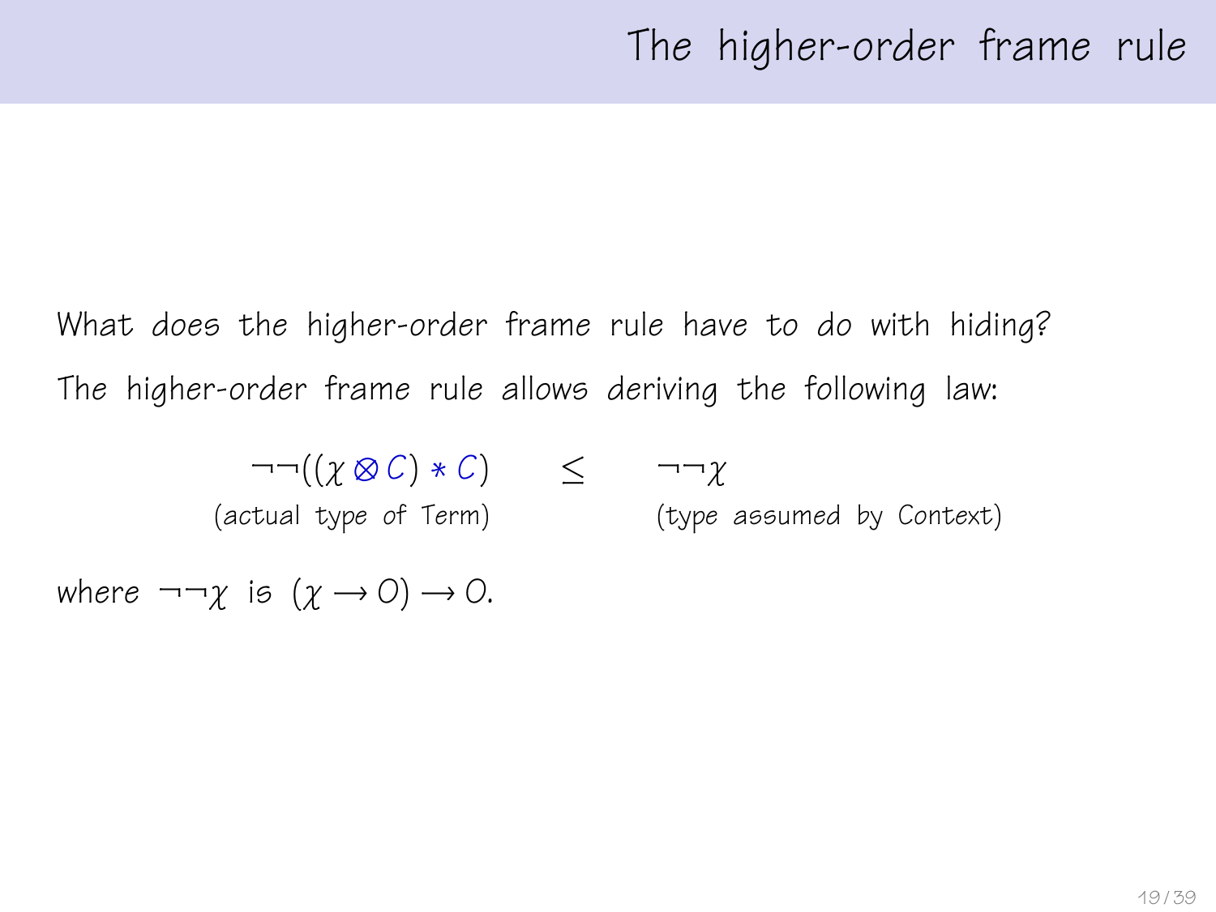# The higher-order frame rule

What does the higher-order frame rule have to do with hiding?

The higher-order frame rule allows deriving the following law:

$$\underset{\text{(actual type of Term)}}{\neg\neg((\chi \otimes C) * C)} \quad \leq \quad \underset{\text{(type assumed by Context)}}{\neg\neg\chi}$$

where $\neg\neg\chi$ is $(\chi \rightarrow 0) \rightarrow 0$.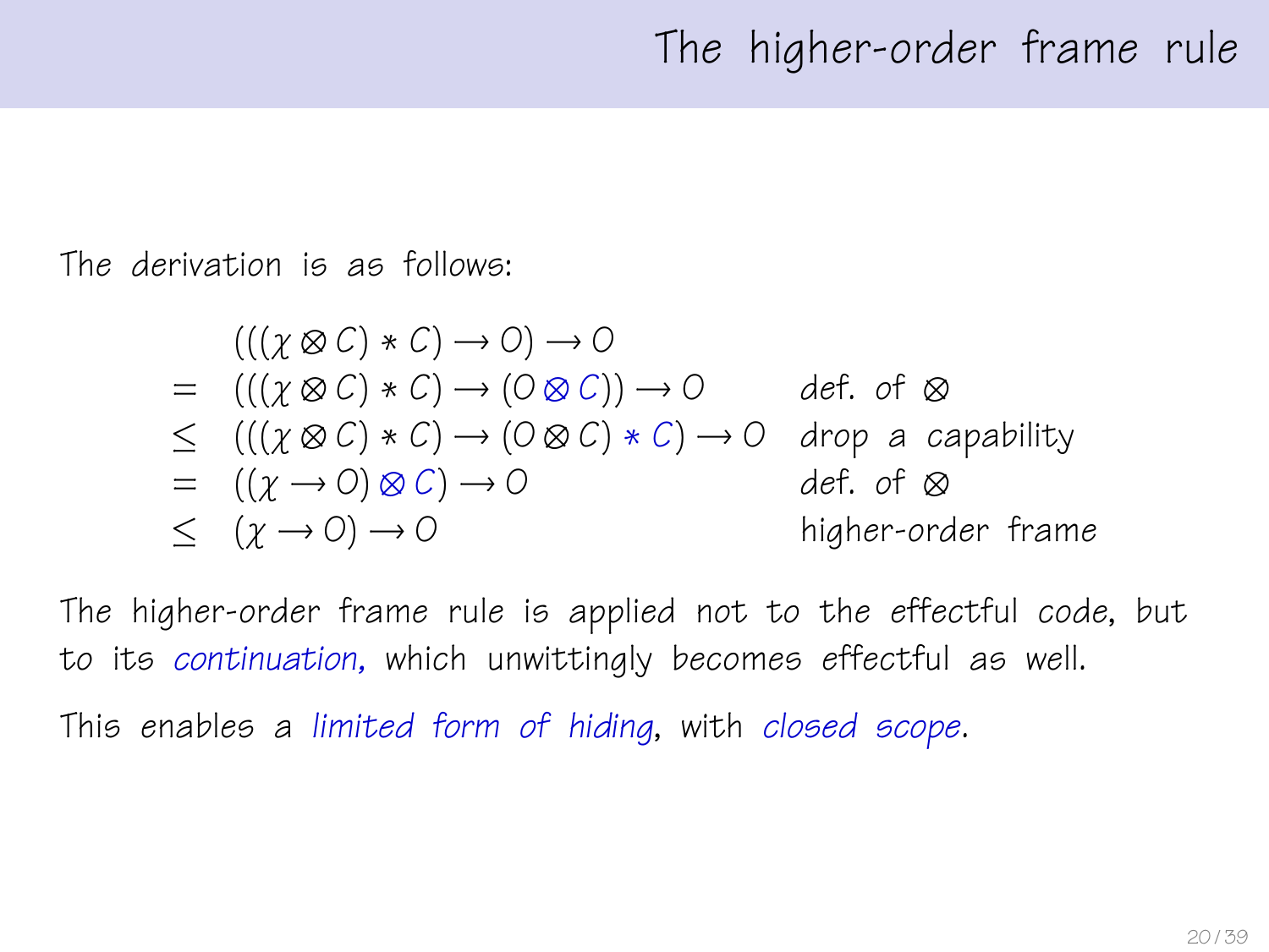# The higher-order frame rule

The derivation is as follows:

$$
\begin{array}{lll}
 & (((\chi \otimes C) * C) \rightarrow O) \rightarrow O & \\
= & (((\chi \otimes C) * C) \rightarrow (O \otimes C)) \rightarrow O & \text{def. of } \otimes \\
\leq & (((\chi \otimes C) * C) \rightarrow (O \otimes C) * C) \rightarrow O & \text{drop a capability} \\
= & ((\chi \rightarrow O) \otimes C) \rightarrow O & \text{def. of } \otimes \\
\leq & (\chi \rightarrow O) \rightarrow O & \text{higher-order frame}
\end{array}
$$

The higher-order frame rule is applied not to the effectful code, but to its *continuation*, which unwittingly becomes effectful as well.

This enables a *limited form of hiding*, with *closed scope*.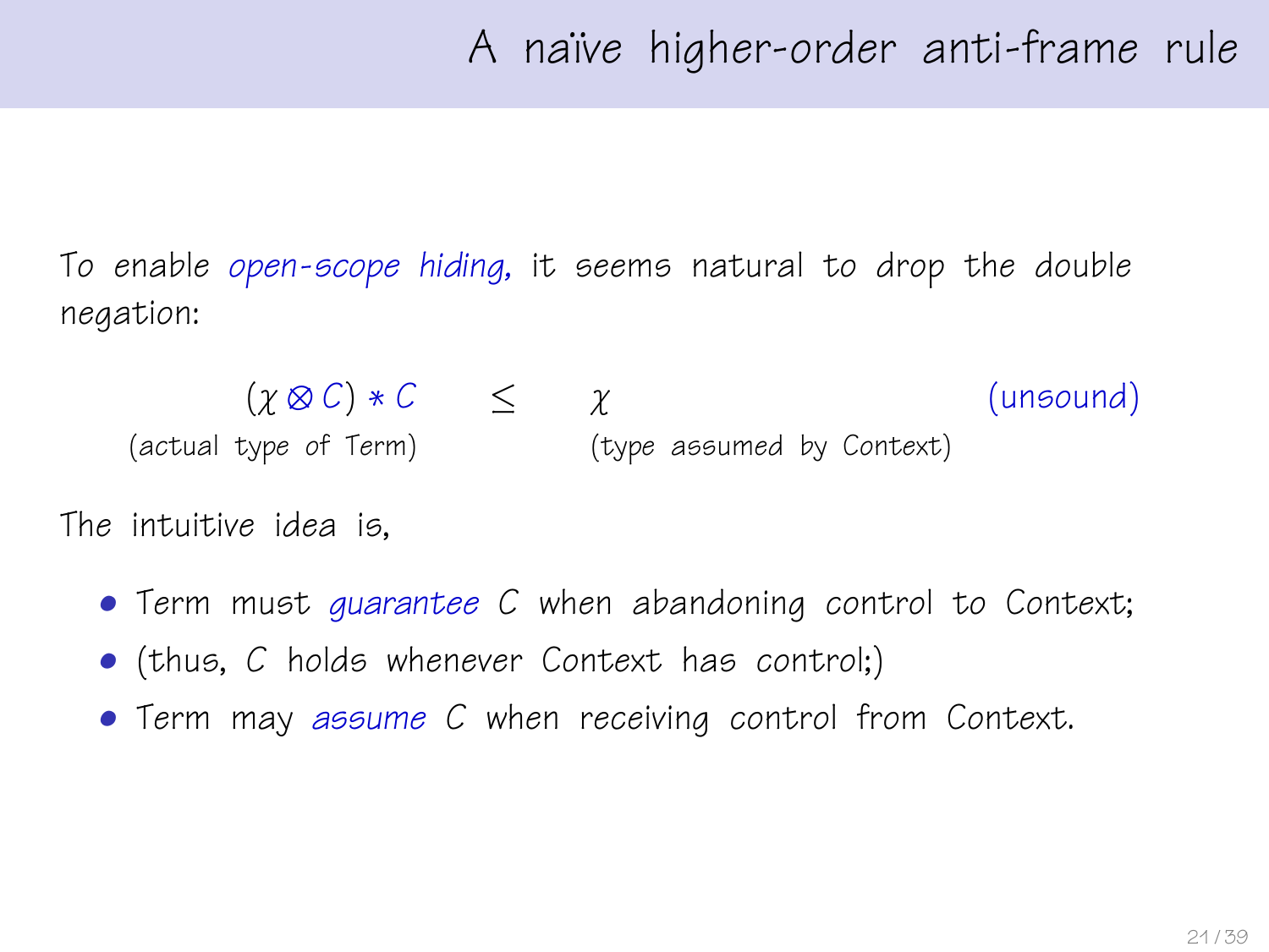# A naïve higher-order anti-frame rule

To enable *open-scope hiding*, it seems natural to drop the double negation:

$$(\chi \otimes C) * C \quad \leq \quad \chi \qquad \text{(unsound)}$$

(actual type of Term) — (type assumed by Context)

The intuitive idea is,

- Term must *guarantee* $C$ when abandoning control to Context;
- (thus, $C$ holds whenever Context has control;)
- Term may *assume* $C$ when receiving control from Context.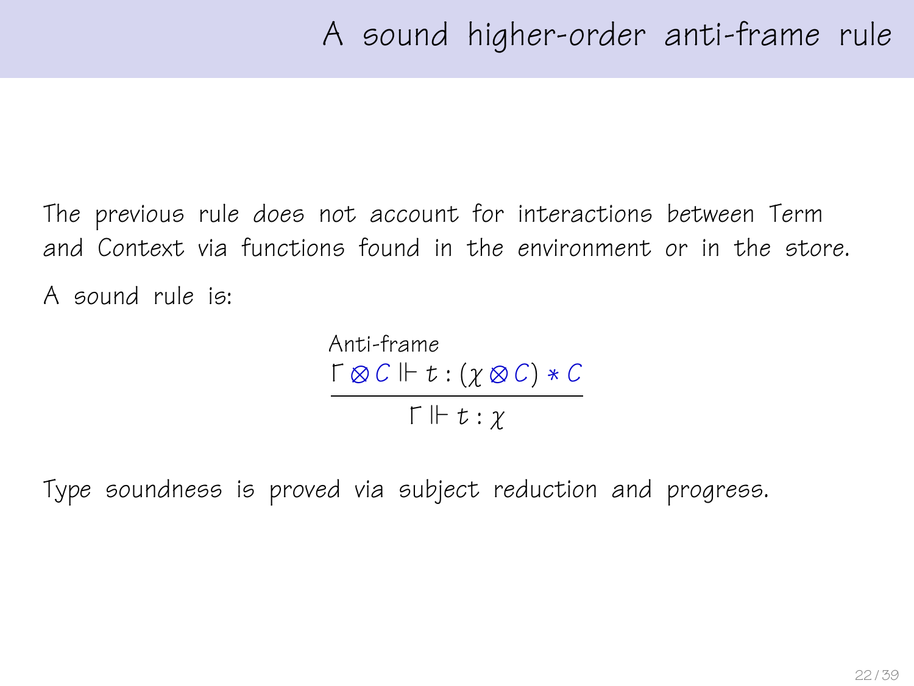# A sound higher-order anti-frame rule

The previous rule *does not* account for interactions between Term and Context via functions found in the environment *or* in the store.

A sound rule is:

$$\frac{\Gamma \otimes C \Vdash t : (\chi \otimes C) * C}{\Gamma \Vdash t : \chi}\ \text{Anti-frame}$$

Type soundness is proved via subject reduction and progress.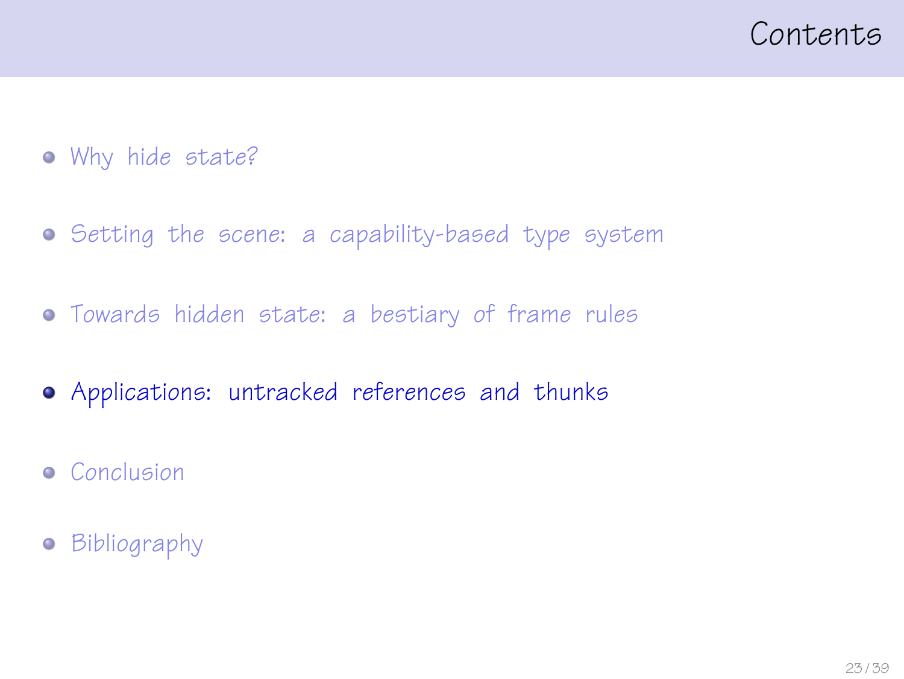# Contents

- Why hide state?
- Setting the scene: a capability-based type system
- Towards hidden state: a bestiary of frame rules
- **Applications: untracked references and thunks**
- Conclusion
- Bibliography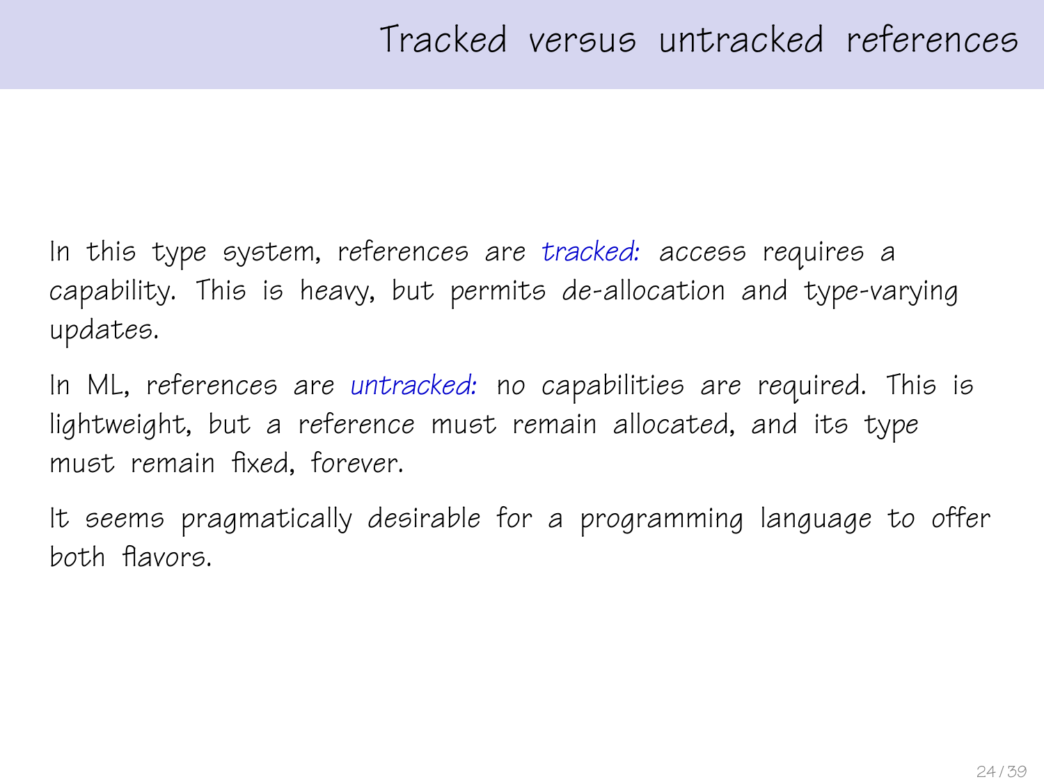# Tracked versus untracked references

In this type system, references are *tracked:* access requires a capability. This is heavy, but permits de-allocation and type-varying updates.

In ML, references are *untracked:* no capabilities are required. This is lightweight, but a reference must remain allocated, and its type must remain fixed, forever.

It seems pragmatically desirable for a programming language to offer both flavors.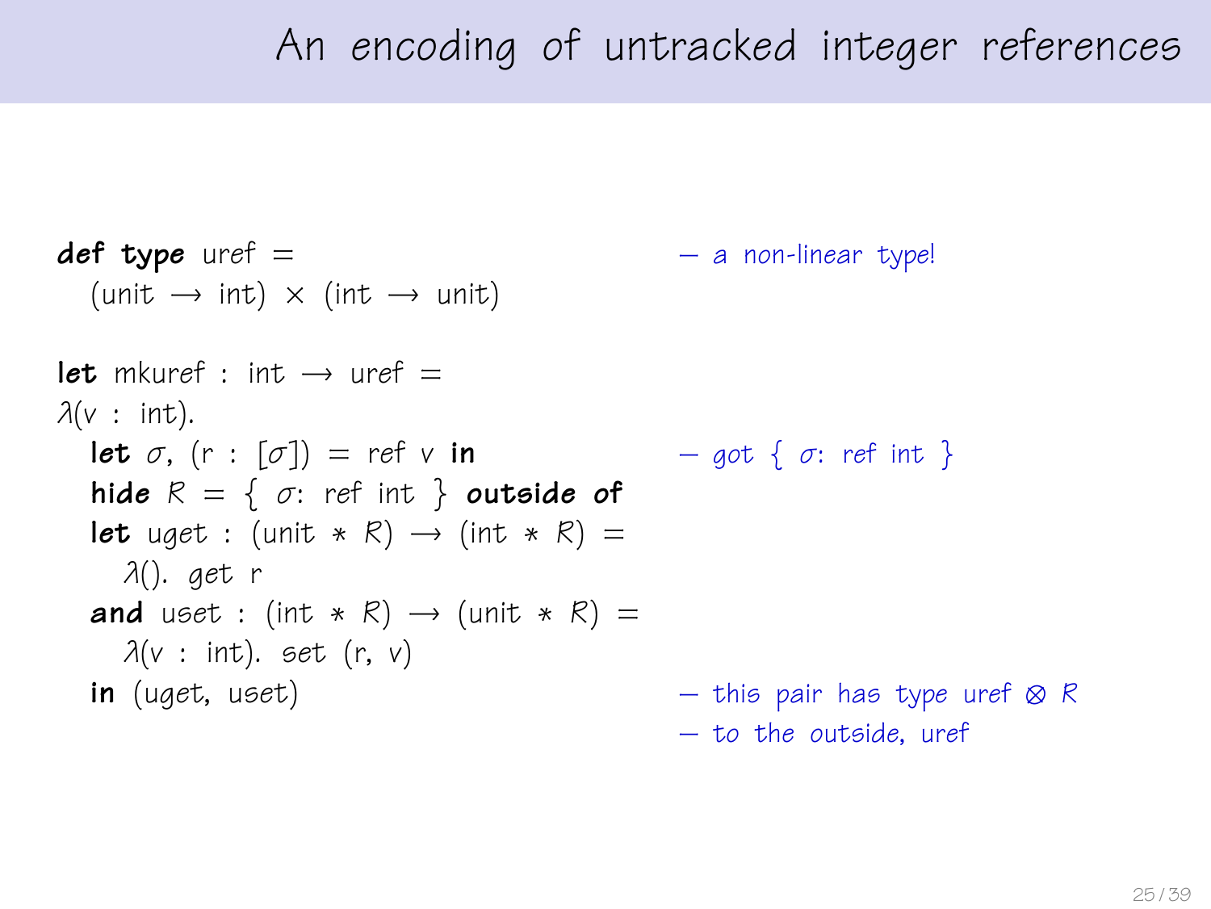# An encoding of untracked integer references

```
def type uref =                                   — a non-linear type!
  (unit → int) × (int → unit)

let mkuref : int → uref =
λ(v : int).
  let σ, (r : [σ]) = ref v in                     — got { σ: ref int }
  hide R = { σ: ref int } outside of
  let uget : (unit * R) → (int * R) =
    λ(). get r
  and uset : (int * R) → (unit * R) =
    λ(v : int). set (r, v)
  in (uget, uset)                                 — this pair has type uref ⊗ R
                                                  — to the outside, uref
```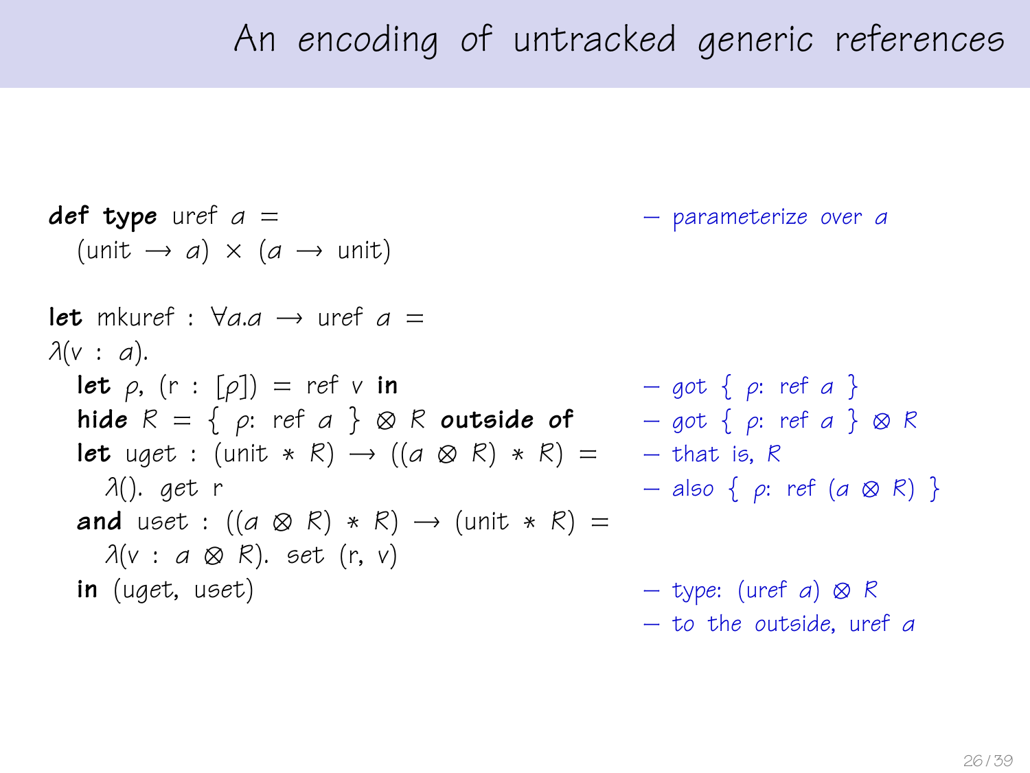# An encoding of untracked generic references

```
def type uref α =                                   — parameterize over α
  (unit → α) × (α → unit)

let mkuref : ∀α.α → uref α =
λ(v : α).
  let ρ, (r : [ρ]) = ref v in                       — got { ρ: ref α }
  hide R = { ρ: ref α } ⊗ R outside of             — got { ρ: ref α } ⊗ R
  let uget : (unit * R) → ((α ⊗ R) * R) =          — that is, R
    λ(). get r                                      — also { ρ: ref (α ⊗ R) }
  and uset : ((α ⊗ R) * R) → (unit * R) =
    λ(v : α ⊗ R). set (r, v)
  in (uget, uset)                                   — type: (uref α) ⊗ R
                                                    — to the outside, uref α
```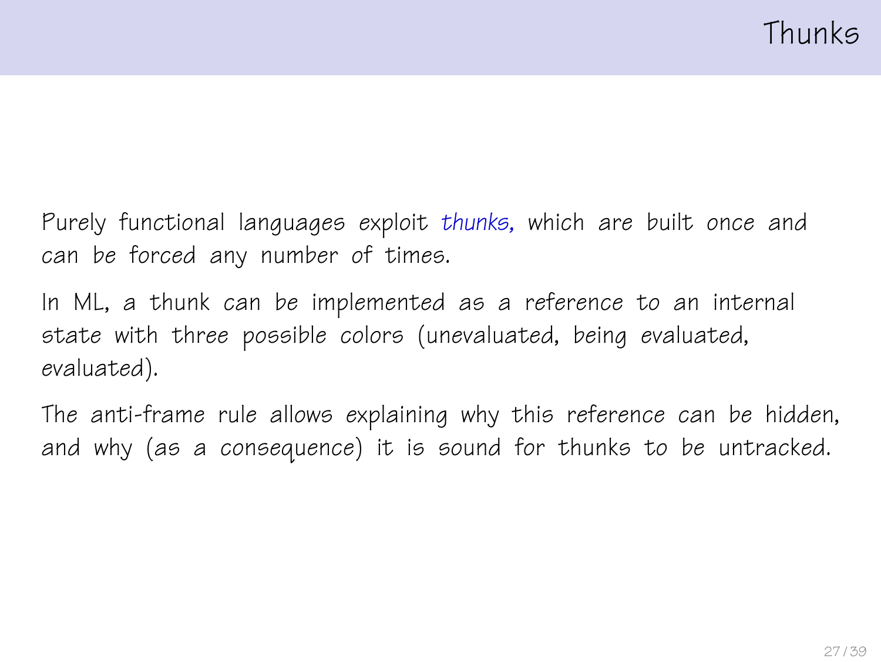# Thunks

Purely functional languages exploit *thunks,* which are built once and can be forced any number of times.

In ML, a thunk can be implemented as a reference to an internal state with three possible colors (unevaluated, being evaluated, evaluated).

The anti-frame rule allows explaining why this reference can be hidden, and why (as a consequence) it is sound for thunks to be untracked.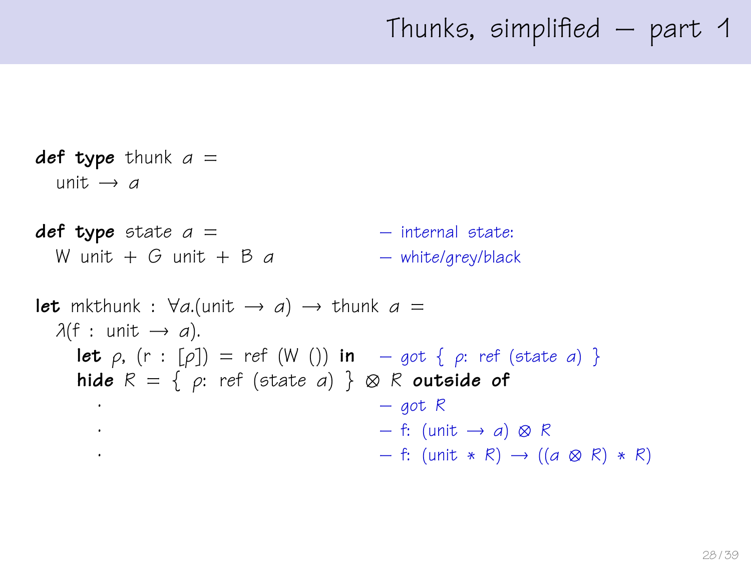# Thunks, simplified — part 1

```
def type thunk a =
  unit → a

def type state a =                      — internal state:
  W unit + G unit + B a                 — white/grey/black

let mkthunk : ∀a.(unit → a) → thunk a =
  λ(f : unit → a).
    let ρ, (r : [ρ]) = ref (W ()) in    — got { ρ: ref (state a) }
    hide R = { ρ: ref (state a) } ⊗ R outside of
      .                                 — got R
      .                                 — f: (unit → a) ⊗ R
      .                                 — f: (unit * R) → ((a ⊗ R) * R)
```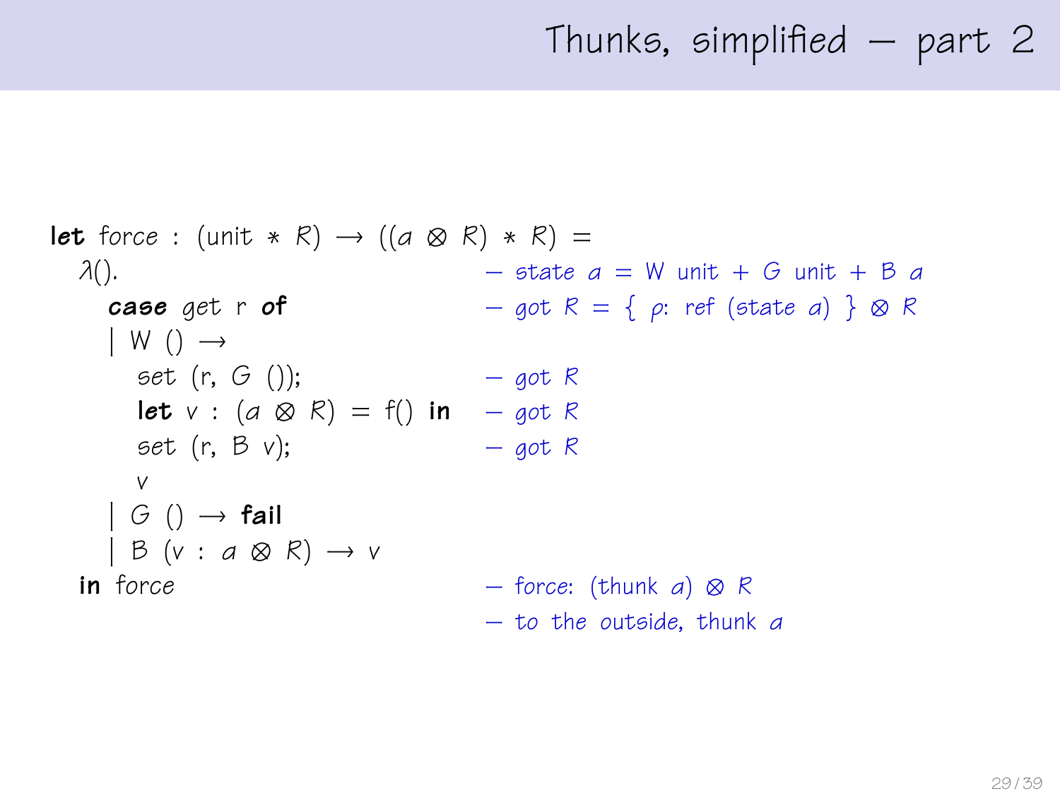# Thunks, simplified — part 2

```
let force : (unit * R) → ((a ⊗ R) * R) =
  λ().                              — state a = W unit + G unit + B a
    case get r of                   — got R = { ρ: ref (state a) } ⊗ R
    | W () →
      set (r, G ());                — got R
      let v : (a ⊗ R) = f() in      — got R
      set (r, B v);                 — got R
      v
    | G () → fail
    | B (v : a ⊗ R) → v
  in force                          — force: (thunk a) ⊗ R
                                    — to the outside, thunk a
```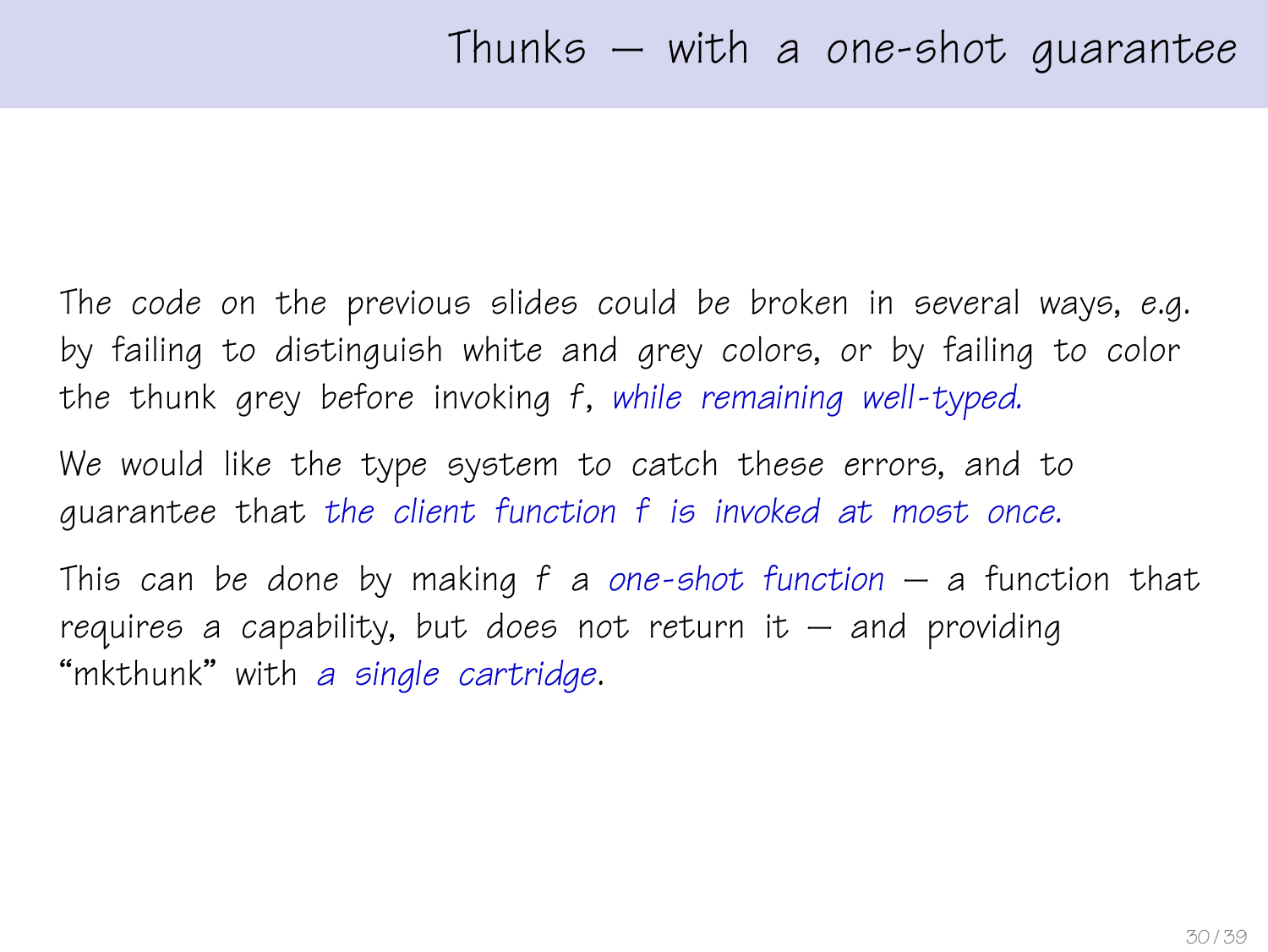# Thunks — with a one-shot guarantee

The code on the previous slides could be broken in several ways, *e.g.* by failing to distinguish white and grey colors, or by failing to color the thunk grey before invoking $f$, *while remaining well-typed.*

We would like the type system to catch these errors, and to guarantee that *the client function $f$ is invoked at most once.*

This can be done by making $f$ a *one-shot function* — a function that requires a capability, but does not return it — and providing "mkthunk" with *a single cartridge*.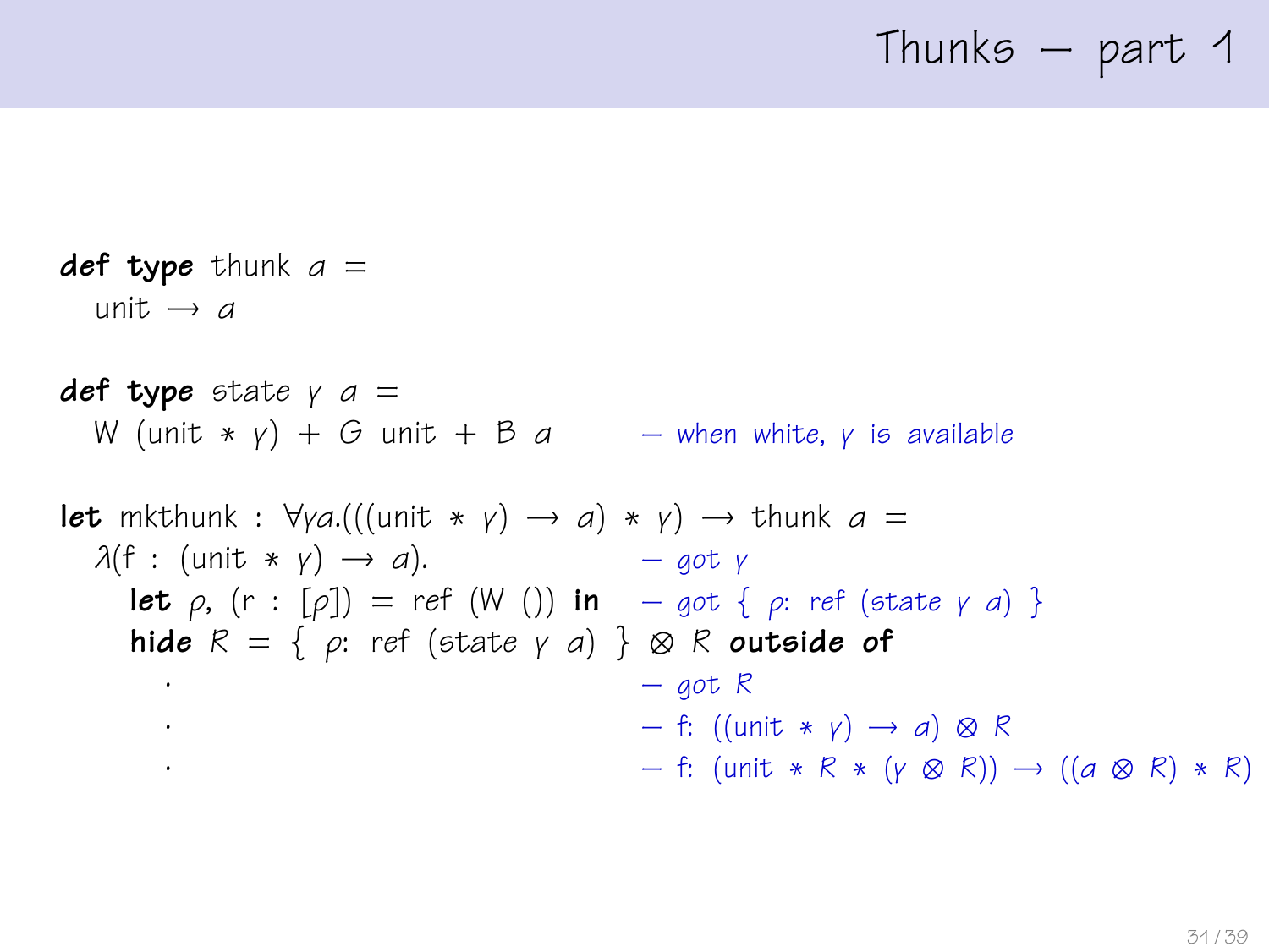# Thunks — part 1

```
def type thunk α =
  unit ⟶ α

def type state γ α =
  W (unit ∗ γ) + G unit + B α          — when white, γ is available

let mkthunk : ∀γα.(((unit ∗ γ) ⟶ α) ∗ γ) ⟶ thunk α =
  λ(f : (unit ∗ γ) ⟶ α).                   — got γ
    let ρ, (r : [ρ]) = ref (W ()) in       — got { ρ: ref (state γ α) }
    hide R = { ρ: ref (state γ α) } ⊗ R outside of
      .                                     — got R
      .                                     — f: ((unit ∗ γ) ⟶ α) ⊗ R
      .                                     — f: (unit ∗ R ∗ (γ ⊗ R)) ⟶ ((α ⊗ R) ∗ R)
```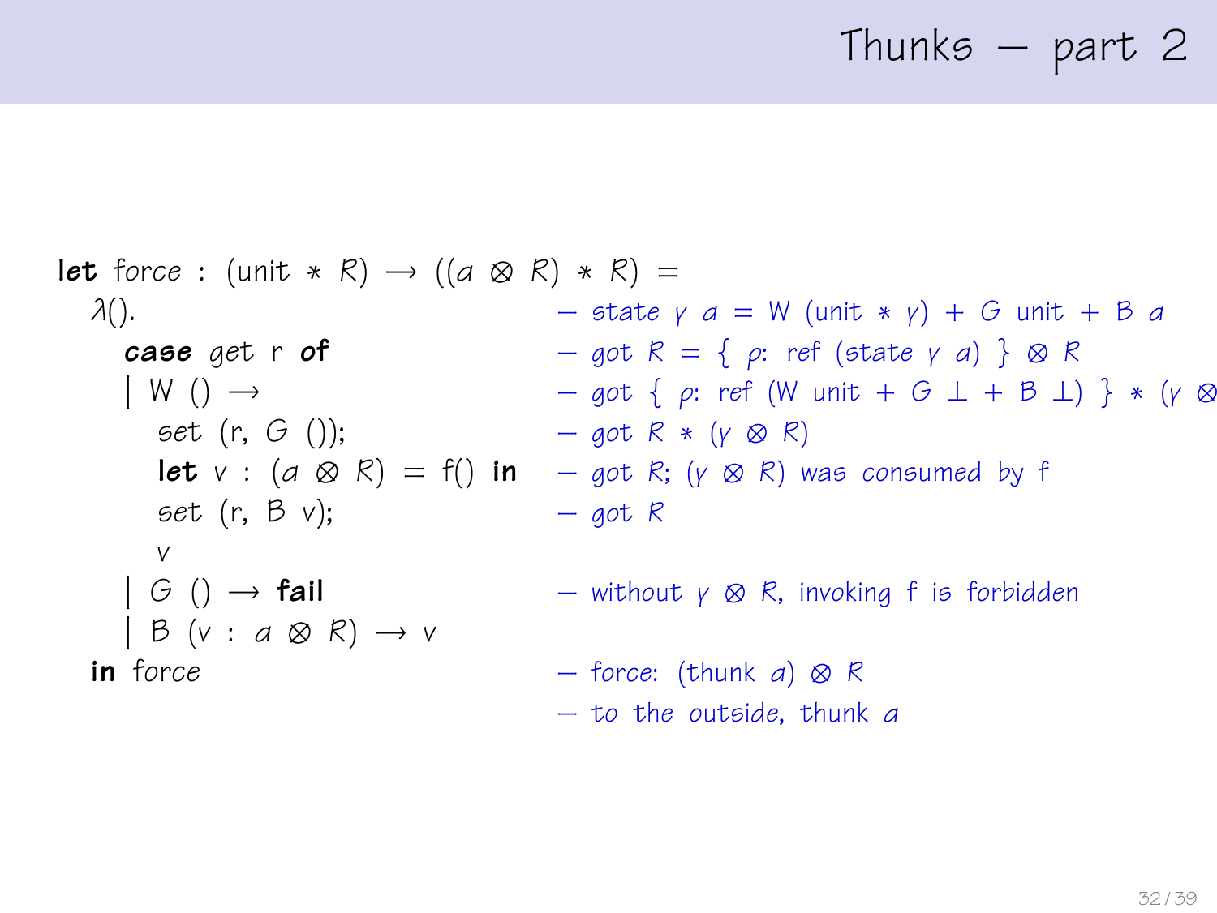# Thunks — part 2

```
let force : (unit * R) → ((a ⊗ R) * R) =
  λ().                                  — state γ a = W (unit * γ) + G unit + B a
    case get r of                       — got R = { ρ: ref (state γ a) } ⊗ R
    | W () →                            — got { ρ: ref (W unit + G ⊥ + B ⊥) } * (γ ⊗
      set (r, G ());                    — got R * (γ ⊗ R)
      let v : (a ⊗ R) = f() in          — got R; (γ ⊗ R) was consumed by f
      set (r, B v);                     — got R
      v
    | G () → fail                       — without γ ⊗ R, invoking f is forbidden
    | B (v : a ⊗ R) → v
  in force                              — force: (thunk a) ⊗ R
                                        — to the outside, thunk a
```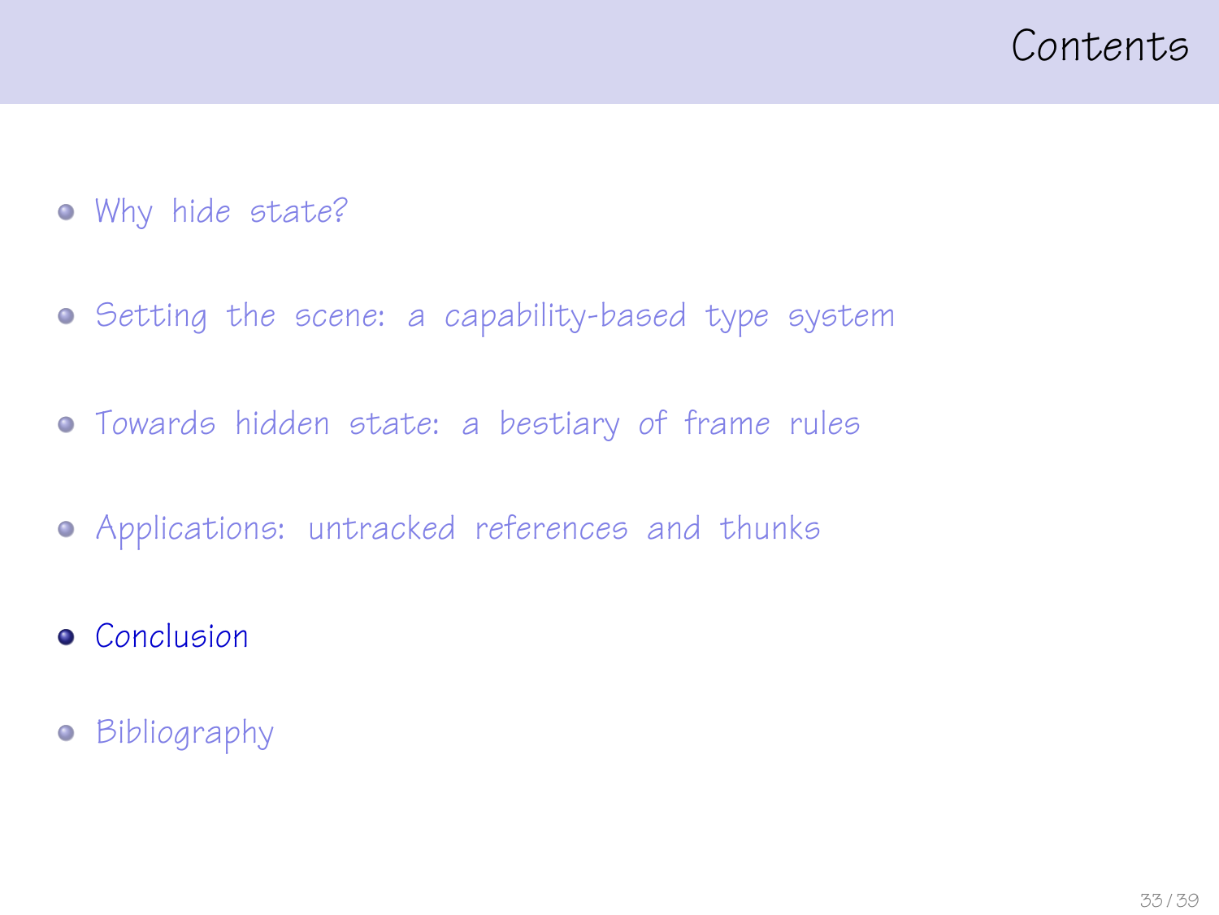# Contents

- Why hide state?
- Setting the scene: a capability-based type system
- Towards hidden state: a bestiary of frame rules
- Applications: untracked references and thunks
- **Conclusion**
- Bibliography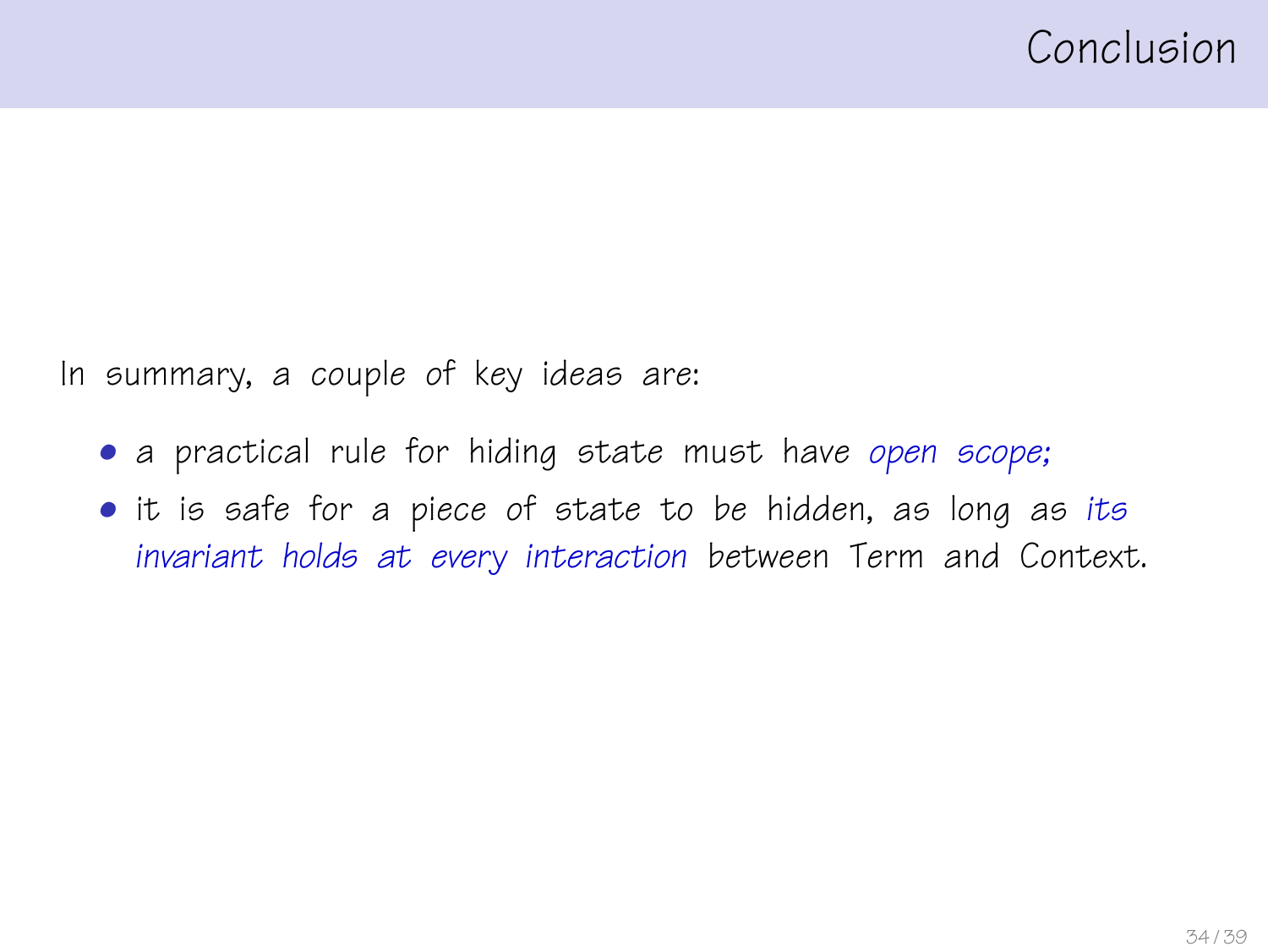# Conclusion

In summary, a couple of key ideas are:

- a practical rule for hiding state must have *open scope;*
- it is safe for a piece of state to be hidden, as long as *its invariant holds at every interaction* between Term and Context.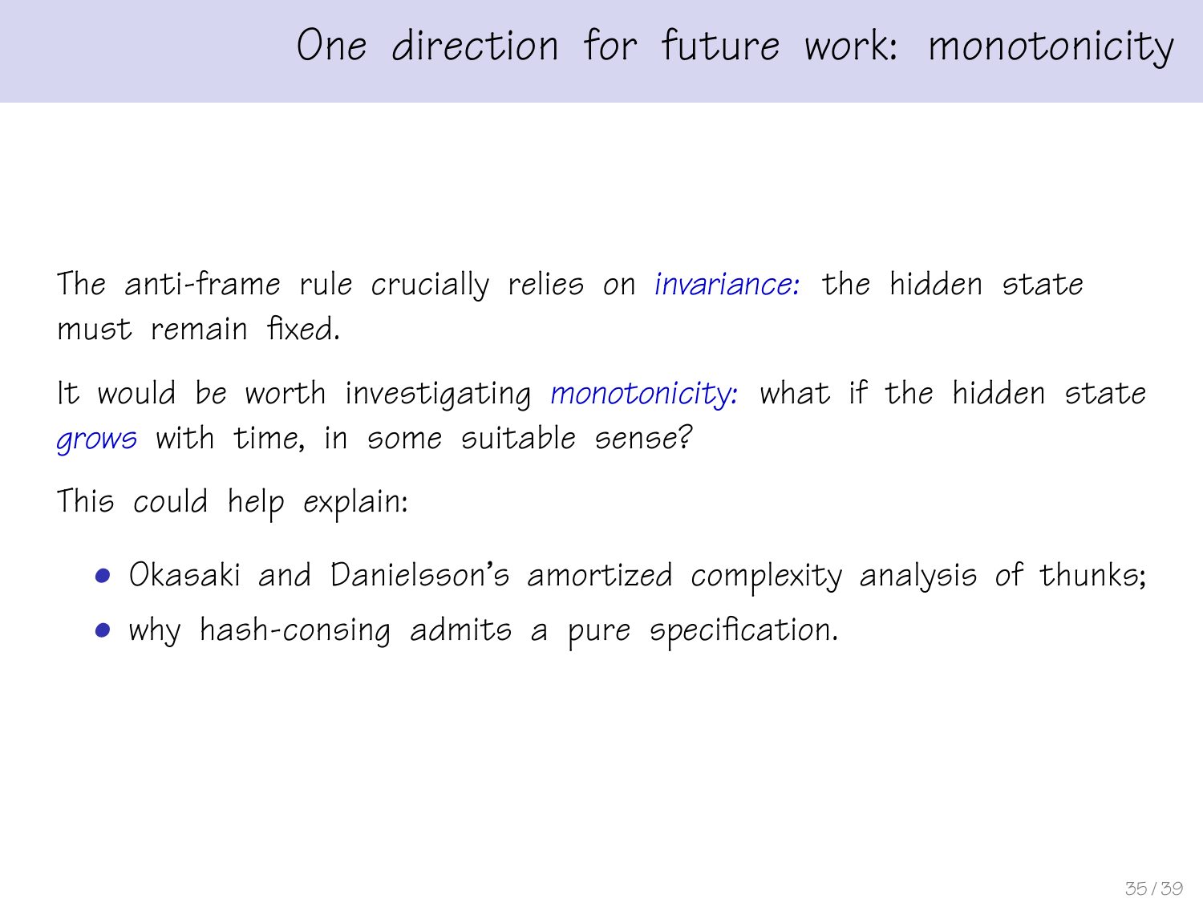# One direction for future work: monotonicity

The anti-frame rule crucially relies on *invariance:* the hidden state must remain fixed.

It would be worth investigating *monotonicity:* what if the hidden state *grows* with time, in some suitable sense?

This could help explain:

- Okasaki and Danielsson's amortized complexity analysis of thunks;
- why hash-consing admits a pure specification.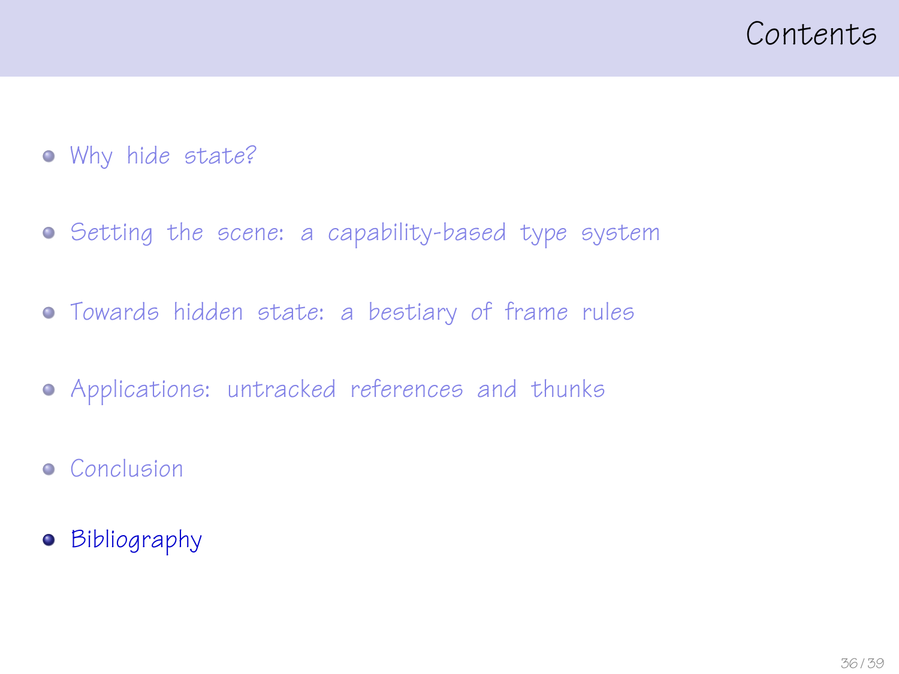# Contents

- Why hide state?
- Setting the scene: a capability-based type system
- Towards hidden state: a bestiary of frame rules
- Applications: untracked references and thunks
- Conclusion
- **Bibliography**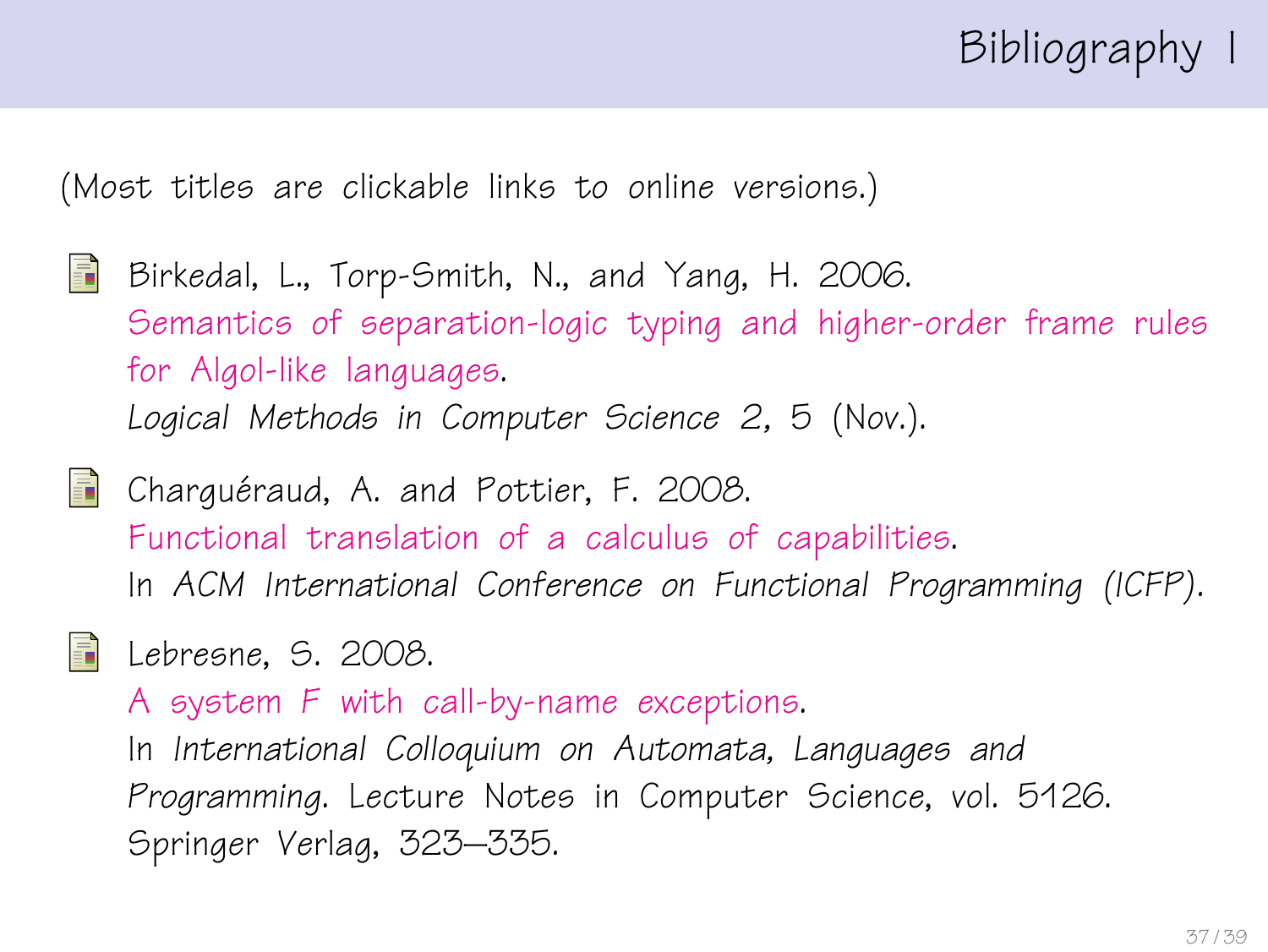# Bibliography I

(Most titles are clickable links to online versions.)

- Birkedal, L., Torp-Smith, N., and Yang, H. 2006.
  Semantics of separation-logic typing and higher-order frame rules for Algol-like languages.
  *Logical Methods in Computer Science* 2, 5 (Nov.).

- Charguéraud, A. and Pottier, F. 2008.
  Functional translation of a calculus of capabilities.
  In *ACM International Conference on Functional Programming (ICFP)*.

- Lebresne, S. 2008.
  A system F with call-by-name exceptions.
  In *International Colloquium on Automata, Languages and Programming*. Lecture Notes in Computer Science, vol. 5126. Springer Verlag, 323–335.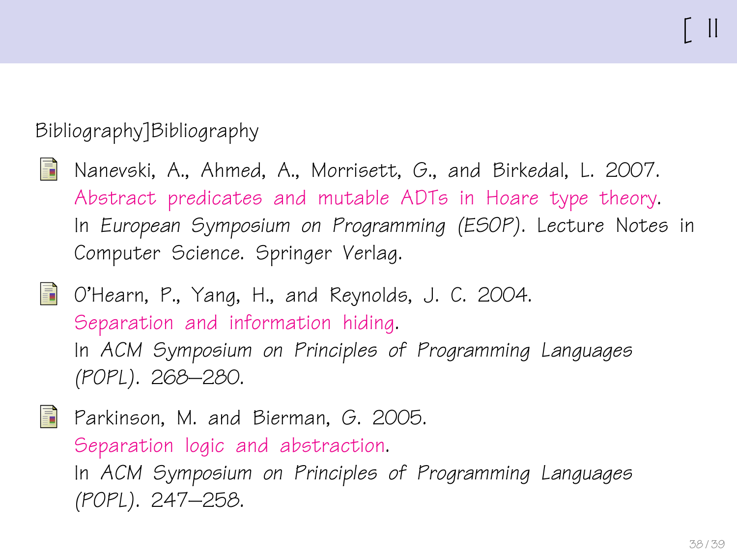Bibliography]Bibliography

- Nanevski, A., Ahmed, A., Morrisett, G., and Birkedal, L. 2007. Abstract predicates and mutable ADTs in Hoare type theory. In *European Symposium on Programming (ESOP)*. Lecture Notes in Computer Science. Springer Verlag.

- O'Hearn, P., Yang, H., and Reynolds, J. C. 2004. Separation and information hiding. In *ACM Symposium on Principles of Programming Languages (POPL)*. 268–280.

- Parkinson, M. and Bierman, G. 2005. Separation logic and abstraction. In *ACM Symposium on Principles of Programming Languages (POPL)*. 247–258.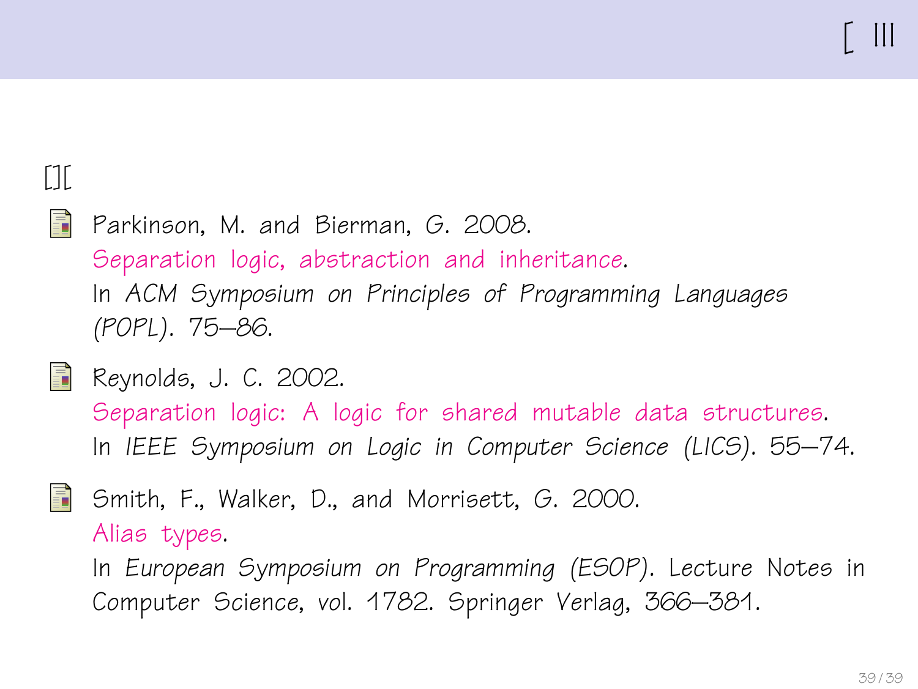# [ III

[][

Parkinson, M. and Bierman, G. 2008.
Separation logic, abstraction and inheritance.
In *ACM Symposium on Principles of Programming Languages (POPL)*. 75–86.

Reynolds, J. C. 2002.
Separation logic: A logic for shared mutable data structures.
In *IEEE Symposium on Logic in Computer Science (LICS)*. 55–74.

Smith, F., Walker, D., and Morrisett, G. 2000.
Alias types.
In *European Symposium on Programming (ESOP)*. Lecture Notes in Computer Science, vol. 1782. Springer Verlag, 366–381.